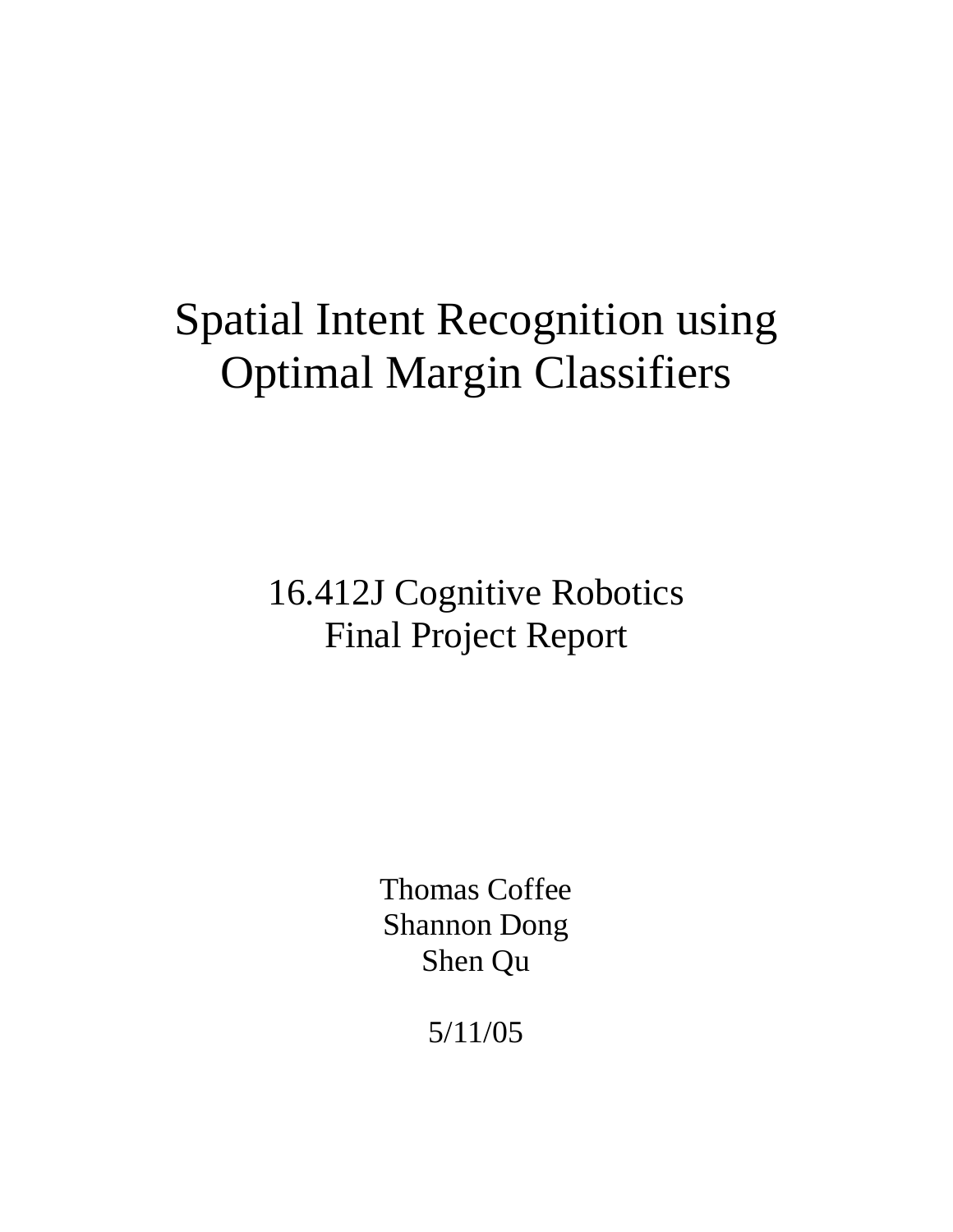# Spatial Intent Recognition using Optimal Margin Classifiers

16.412J Cognitive Robotics
Final Project Report

Thomas Coffee
Shannon Dong
Shen Qu

5/11/05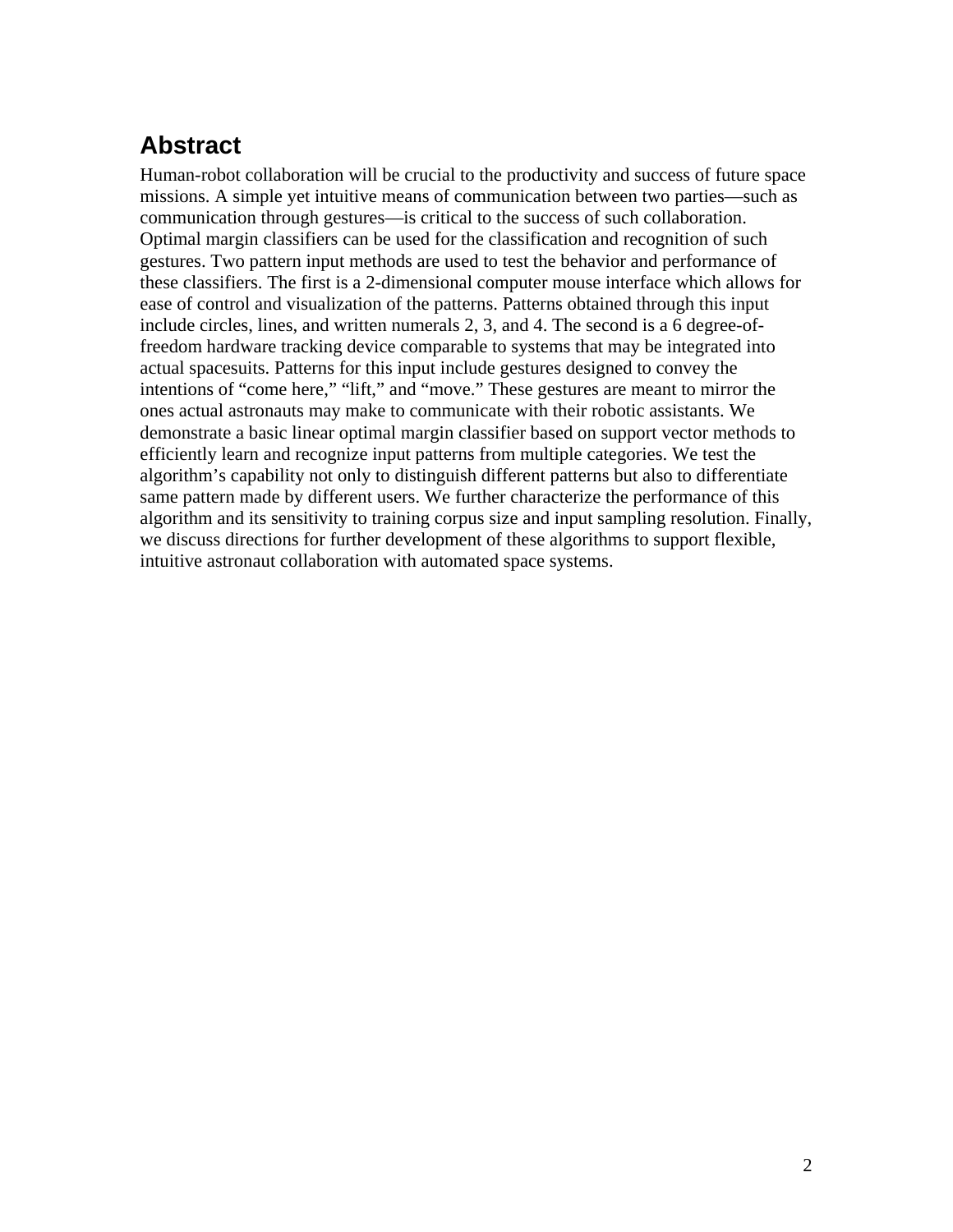## Abstract

Human-robot collaboration will be crucial to the productivity and success of future space missions. A simple yet intuitive means of communication between two parties—such as communication through gestures—is critical to the success of such collaboration. Optimal margin classifiers can be used for the classification and recognition of such gestures. Two pattern input methods are used to test the behavior and performance of these classifiers. The first is a 2-dimensional computer mouse interface which allows for ease of control and visualization of the patterns. Patterns obtained through this input include circles, lines, and written numerals 2, 3, and 4. The second is a 6 degree-of-freedom hardware tracking device comparable to systems that may be integrated into actual spacesuits. Patterns for this input include gestures designed to convey the intentions of "come here," "lift," and "move." These gestures are meant to mirror the ones actual astronauts may make to communicate with their robotic assistants. We demonstrate a basic linear optimal margin classifier based on support vector methods to efficiently learn and recognize input patterns from multiple categories. We test the algorithm's capability not only to distinguish different patterns but also to differentiate same pattern made by different users. We further characterize the performance of this algorithm and its sensitivity to training corpus size and input sampling resolution. Finally, we discuss directions for further development of these algorithms to support flexible, intuitive astronaut collaboration with automated space systems.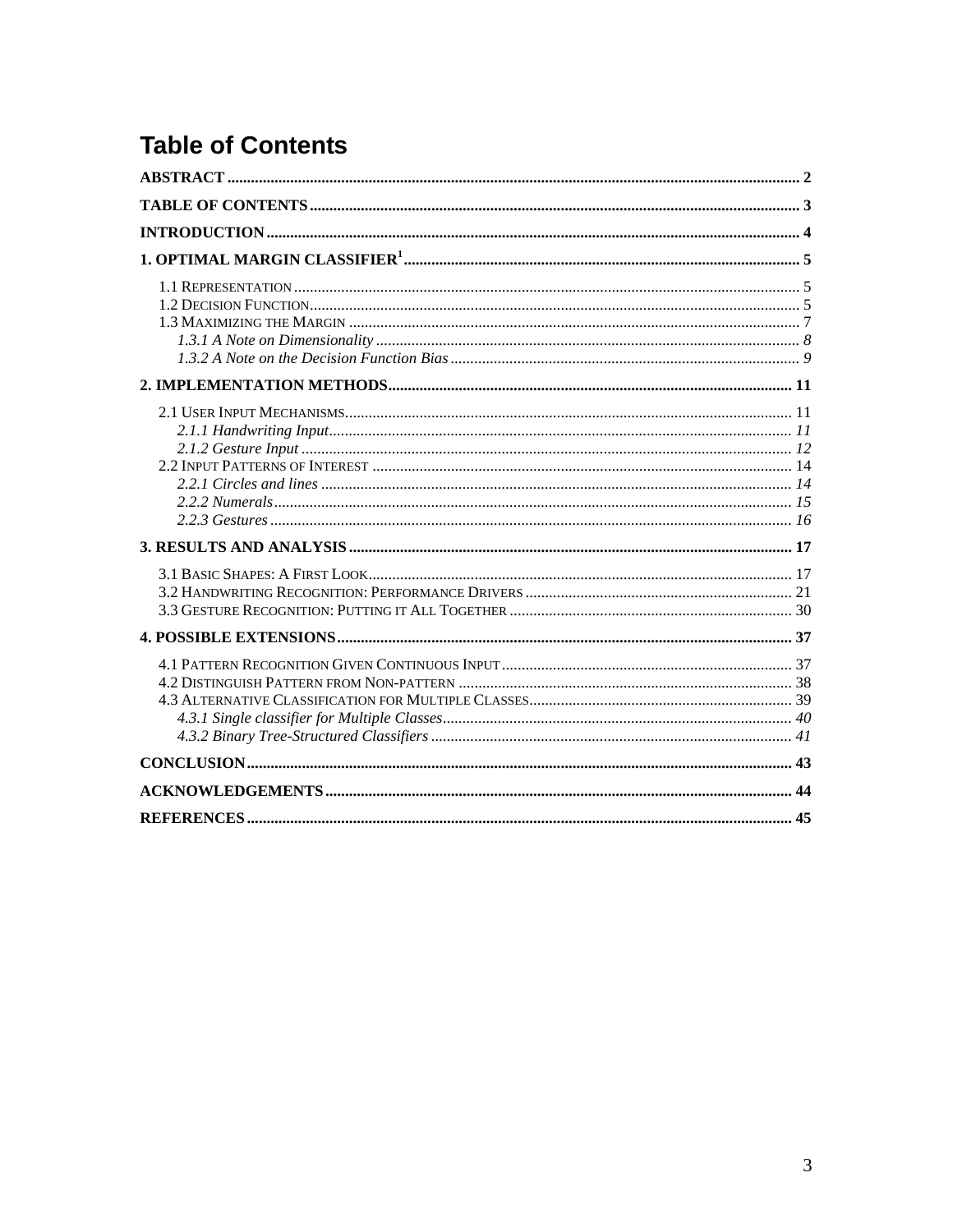# Table of Contents

**ABSTRACT** ..... 2

**TABLE OF CONTENTS** ..... 3

**INTRODUCTION** ..... 4

**1. OPTIMAL MARGIN CLASSIFIER[1]** ..... 5

- 1.1 Representation ..... 5
- 1.2 Decision Function ..... 5
- 1.3 Maximizing the Margin ..... 7
  - *1.3.1 A Note on Dimensionality* ..... 8
  - *1.3.2 A Note on the Decision Function Bias* ..... 9

**2. IMPLEMENTATION METHODS** ..... 11

- 2.1 User Input Mechanisms ..... 11
  - *2.1.1 Handwriting Input* ..... 11
  - *2.1.2 Gesture Input* ..... 12
- 2.2 Input Patterns of Interest ..... 14
  - *2.2.1 Circles and lines* ..... 14
  - *2.2.2 Numerals* ..... 15
  - *2.2.3 Gestures* ..... 16

**3. RESULTS AND ANALYSIS** ..... 17

- 3.1 Basic Shapes: A First Look ..... 17
- 3.2 Handwriting Recognition: Performance Drivers ..... 21
- 3.3 Gesture Recognition: Putting it All Together ..... 30

**4. POSSIBLE EXTENSIONS** ..... 37

- 4.1 Pattern Recognition Given Continuous Input ..... 37
- 4.2 Distinguish Pattern from Non-pattern ..... 38
- 4.3 Alternative Classification for Multiple Classes ..... 39
  - *4.3.1 Single classifier for Multiple Classes* ..... 40
  - *4.3.2 Binary Tree-Structured Classifiers* ..... 41

**CONCLUSION** ..... 43

**ACKNOWLEDGEMENTS** ..... 44

**REFERENCES** ..... 45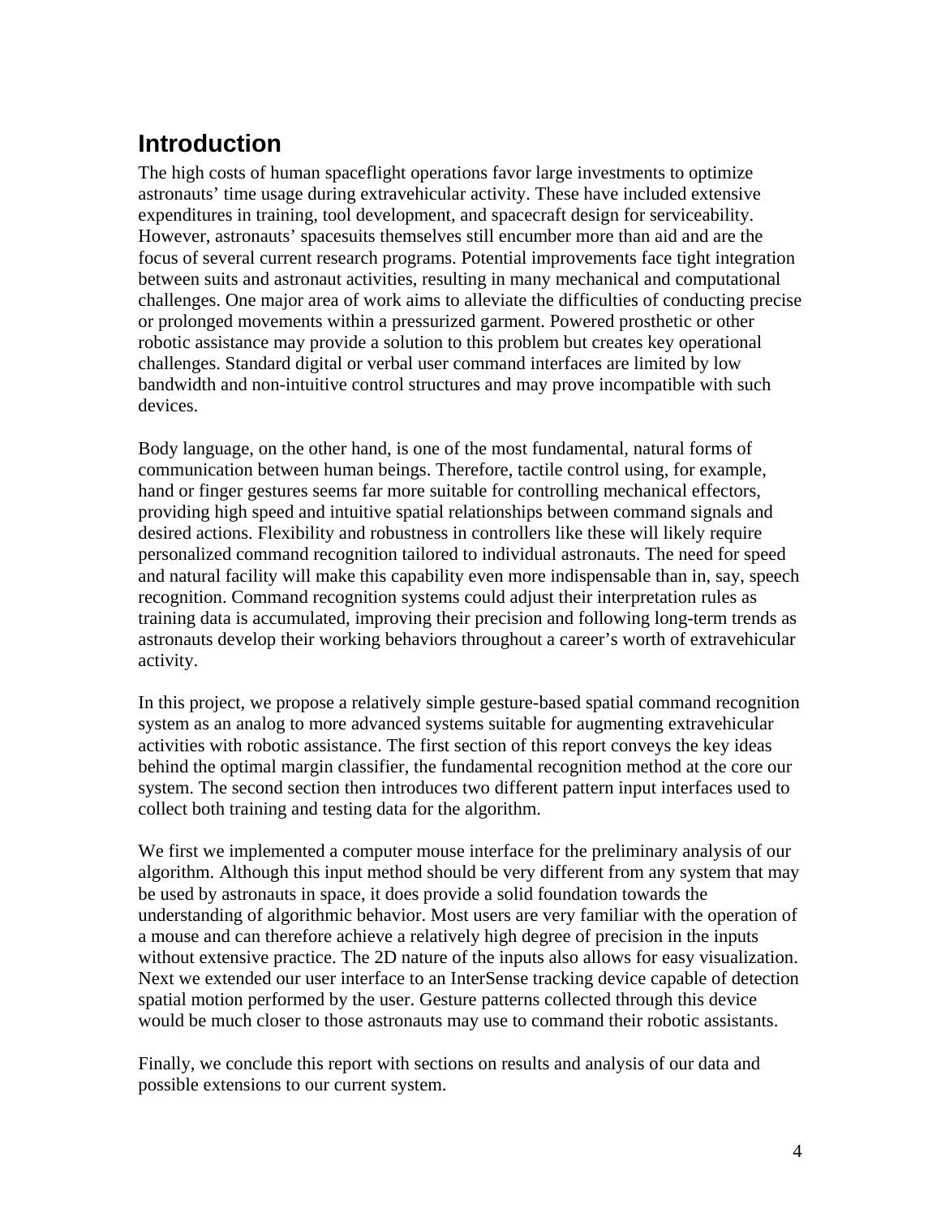## Introduction

The high costs of human spaceflight operations favor large investments to optimize astronauts' time usage during extravehicular activity. These have included extensive expenditures in training, tool development, and spacecraft design for serviceability. However, astronauts' spacesuits themselves still encumber more than aid and are the focus of several current research programs. Potential improvements face tight integration between suits and astronaut activities, resulting in many mechanical and computational challenges. One major area of work aims to alleviate the difficulties of conducting precise or prolonged movements within a pressurized garment. Powered prosthetic or other robotic assistance may provide a solution to this problem but creates key operational challenges. Standard digital or verbal user command interfaces are limited by low bandwidth and non-intuitive control structures and may prove incompatible with such devices.

Body language, on the other hand, is one of the most fundamental, natural forms of communication between human beings. Therefore, tactile control using, for example, hand or finger gestures seems far more suitable for controlling mechanical effectors, providing high speed and intuitive spatial relationships between command signals and desired actions. Flexibility and robustness in controllers like these will likely require personalized command recognition tailored to individual astronauts. The need for speed and natural facility will make this capability even more indispensable than in, say, speech recognition. Command recognition systems could adjust their interpretation rules as training data is accumulated, improving their precision and following long-term trends as astronauts develop their working behaviors throughout a career's worth of extravehicular activity.

In this project, we propose a relatively simple gesture-based spatial command recognition system as an analog to more advanced systems suitable for augmenting extravehicular activities with robotic assistance. The first section of this report conveys the key ideas behind the optimal margin classifier, the fundamental recognition method at the core our system. The second section then introduces two different pattern input interfaces used to collect both training and testing data for the algorithm.

We first we implemented a computer mouse interface for the preliminary analysis of our algorithm. Although this input method should be very different from any system that may be used by astronauts in space, it does provide a solid foundation towards the understanding of algorithmic behavior. Most users are very familiar with the operation of a mouse and can therefore achieve a relatively high degree of precision in the inputs without extensive practice. The 2D nature of the inputs also allows for easy visualization. Next we extended our user interface to an InterSense tracking device capable of detection spatial motion performed by the user. Gesture patterns collected through this device would be much closer to those astronauts may use to command their robotic assistants.

Finally, we conclude this report with sections on results and analysis of our data and possible extensions to our current system.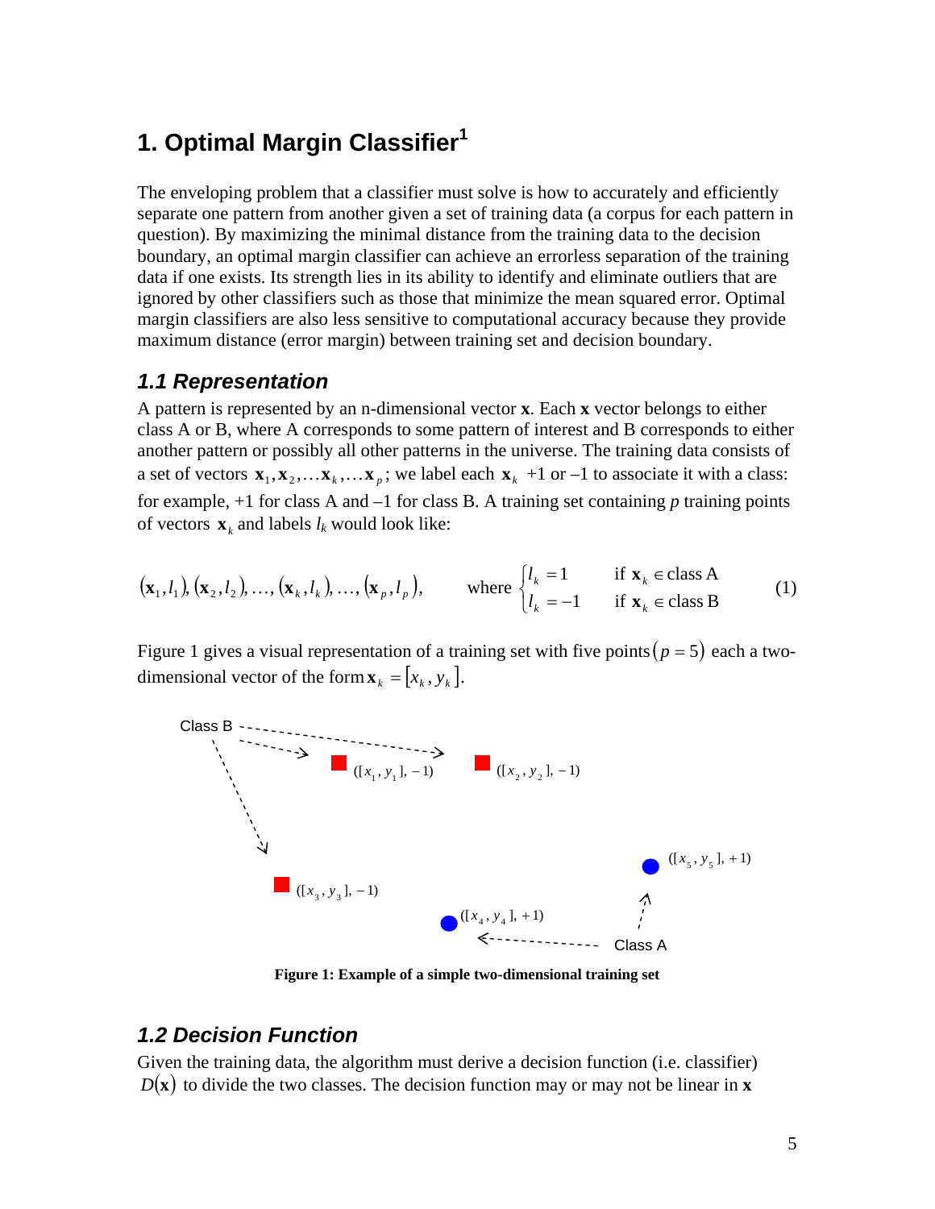# 1. Optimal Margin Classifier[1]

The enveloping problem that a classifier must solve is how to accurately and efficiently separate one pattern from another given a set of training data (a corpus for each pattern in question). By maximizing the minimal distance from the training data to the decision boundary, an optimal margin classifier can achieve an errorless separation of the training data if one exists. Its strength lies in its ability to identify and eliminate outliers that are ignored by other classifiers such as those that minimize the mean squared error. Optimal margin classifiers are also less sensitive to computational accuracy because they provide maximum distance (error margin) between training set and decision boundary.

## 1.1 Representation

A pattern is represented by an n-dimensional vector **x**. Each **x** vector belongs to either class A or B, where A corresponds to some pattern of interest and B corresponds to either another pattern or possibly all other patterns in the universe. The training data consists of a set of vectors $\mathbf{x}_1, \mathbf{x}_2, \ldots \mathbf{x}_k, \ldots \mathbf{x}_p$; we label each $\mathbf{x}_k$ +1 or –1 to associate it with a class: for example, +1 for class A and –1 for class B. A training set containing *p* training points of vectors $\mathbf{x}_k$ and labels $l_k$ would look like:

$$(\mathbf{x}_1, l_1), (\mathbf{x}_2, l_2), \ldots, (\mathbf{x}_k, l_k), \ldots, (\mathbf{x}_p, l_p), \qquad \text{where } \begin{cases} l_k = 1 & \text{if } \mathbf{x}_k \in \text{class A} \\ l_k = -1 & \text{if } \mathbf{x}_k \in \text{class B} \end{cases} \tag{1}$$

Figure 1 gives a visual representation of a training set with five points $(p = 5)$ each a two-dimensional vector of the form $\mathbf{x}_k = [x_k, y_k]$.

Class B: $([x_1, y_1], -1)$, $([x_2, y_2], -1)$, $([x_3, y_3], -1)$

Class A: $([x_4, y_4], +1)$, $([x_5, y_5], +1)$

**Figure 1: Example of a simple two-dimensional training set**

## 1.2 Decision Function

Given the training data, the algorithm must derive a decision function (i.e. classifier) $D(\mathbf{x})$ to divide the two classes. The decision function may or may not be linear in **x**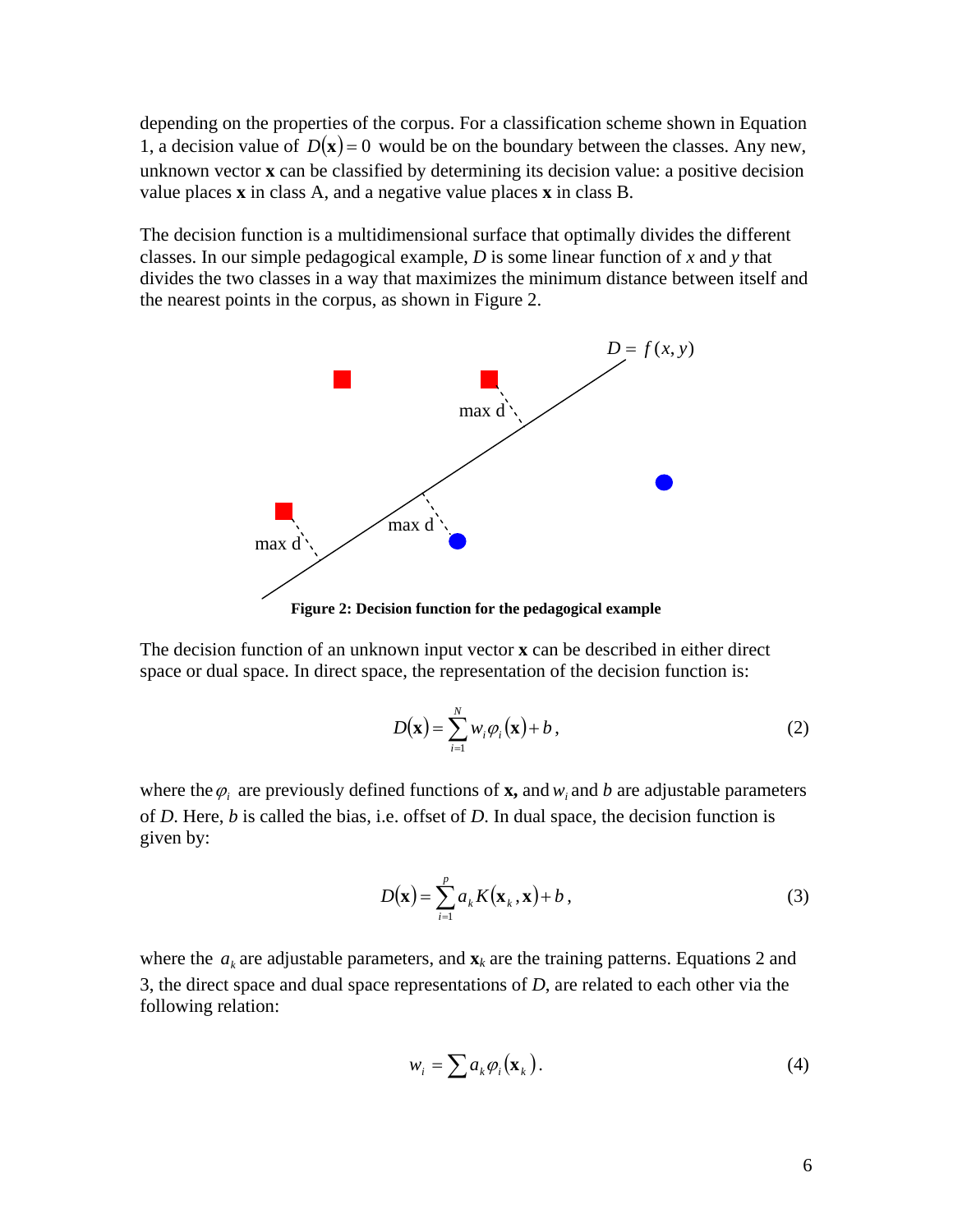depending on the properties of the corpus. For a classification scheme shown in Equation 1, a decision value of $D(\mathbf{x}) = 0$ would be on the boundary between the classes. Any new, unknown vector **x** can be classified by determining its decision value: a positive decision value places **x** in class A, and a negative value places **x** in class B.

The decision function is a multidimensional surface that optimally divides the different classes. In our simple pedagogical example, *D* is some linear function of *x* and *y* that divides the two classes in a way that maximizes the minimum distance between itself and the nearest points in the corpus, as shown in Figure 2.

**Figure 2: Decision function for the pedagogical example**

The decision function of an unknown input vector **x** can be described in either direct space or dual space. In direct space, the representation of the decision function is:

$$D(\mathbf{x}) = \sum_{i=1}^{N} w_i \varphi_i(\mathbf{x}) + b, \tag{2}$$

where the $\varphi_i$ are previously defined functions of **x,** and $w_i$ and *b* are adjustable parameters of *D*. Here, *b* is called the bias, i.e. offset of *D*. In dual space, the decision function is given by:

$$D(\mathbf{x}) = \sum_{i=1}^{p} a_k K(\mathbf{x}_k, \mathbf{x}) + b, \tag{3}$$

where the $a_k$ are adjustable parameters, and $\mathbf{x}_k$ are the training patterns. Equations 2 and 3, the direct space and dual space representations of *D*, are related to each other via the following relation:

$$w_i = \sum a_k \varphi_i(\mathbf{x}_k). \tag{4}$$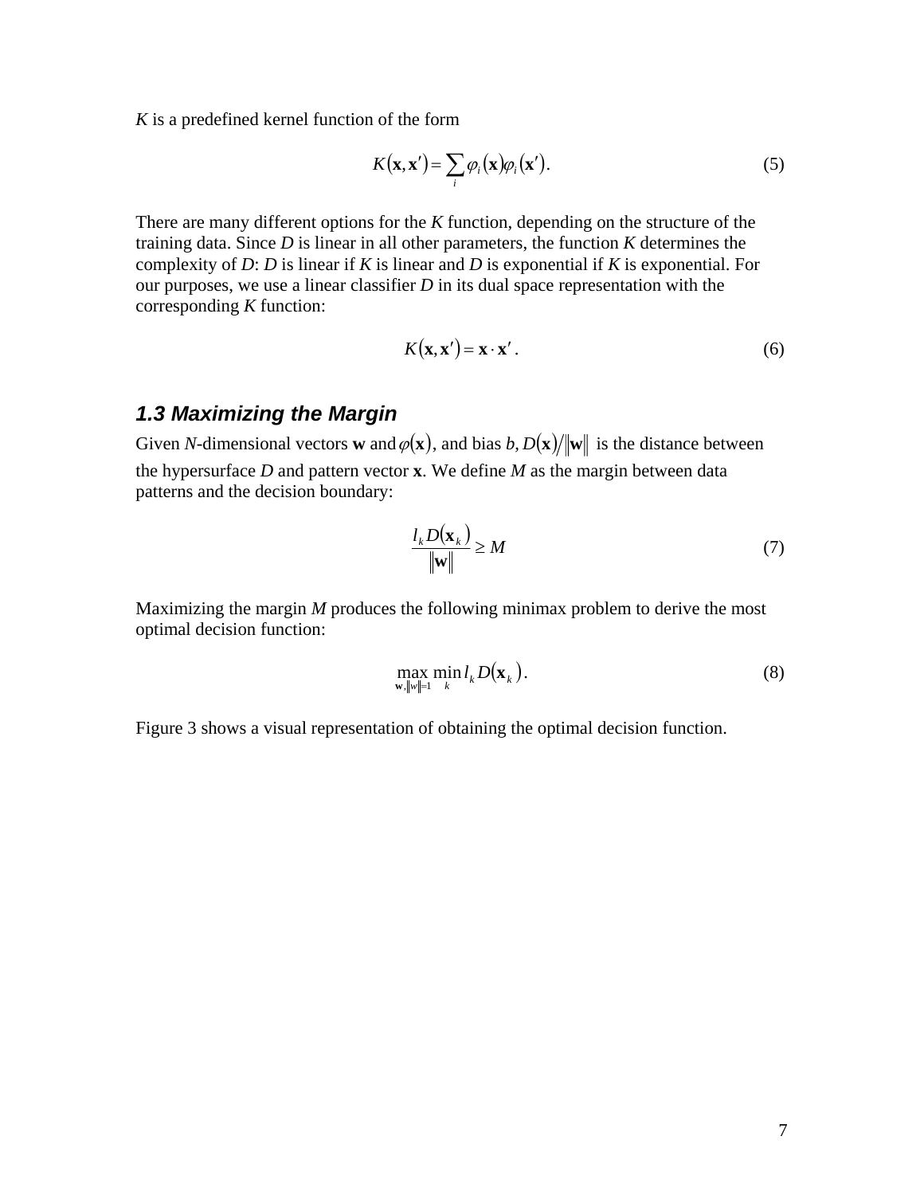$K$ is a predefined kernel function of the form

$$K(\mathbf{x}, \mathbf{x}') = \sum_i \varphi_i(\mathbf{x}) \varphi_i(\mathbf{x}'). \tag{5}$$

There are many different options for the $K$ function, depending on the structure of the training data. Since $D$ is linear in all other parameters, the function $K$ determines the complexity of $D$: $D$ is linear if $K$ is linear and $D$ is exponential if $K$ is exponential. For our purposes, we use a linear classifier $D$ in its dual space representation with the corresponding $K$ function:

$$K(\mathbf{x}, \mathbf{x}') = \mathbf{x} \cdot \mathbf{x}'. \tag{6}$$

### *1.3 Maximizing the Margin*

Given $N$-dimensional vectors $\mathbf{w}$ and $\varphi(\mathbf{x})$, and bias $b$, $D(\mathbf{x}) / \|\mathbf{w}\|$ is the distance between the hypersurface $D$ and pattern vector $\mathbf{x}$. We define $M$ as the margin between data patterns and the decision boundary:

$$\frac{l_k D(\mathbf{x}_k)}{\|\mathbf{w}\|} \geq M \tag{7}$$

Maximizing the margin $M$ produces the following minimax problem to derive the most optimal decision function:

$$\max_{\mathbf{w}, \|w\|=1} \min_k l_k D(\mathbf{x}_k). \tag{8}$$

Figure 3 shows a visual representation of obtaining the optimal decision function.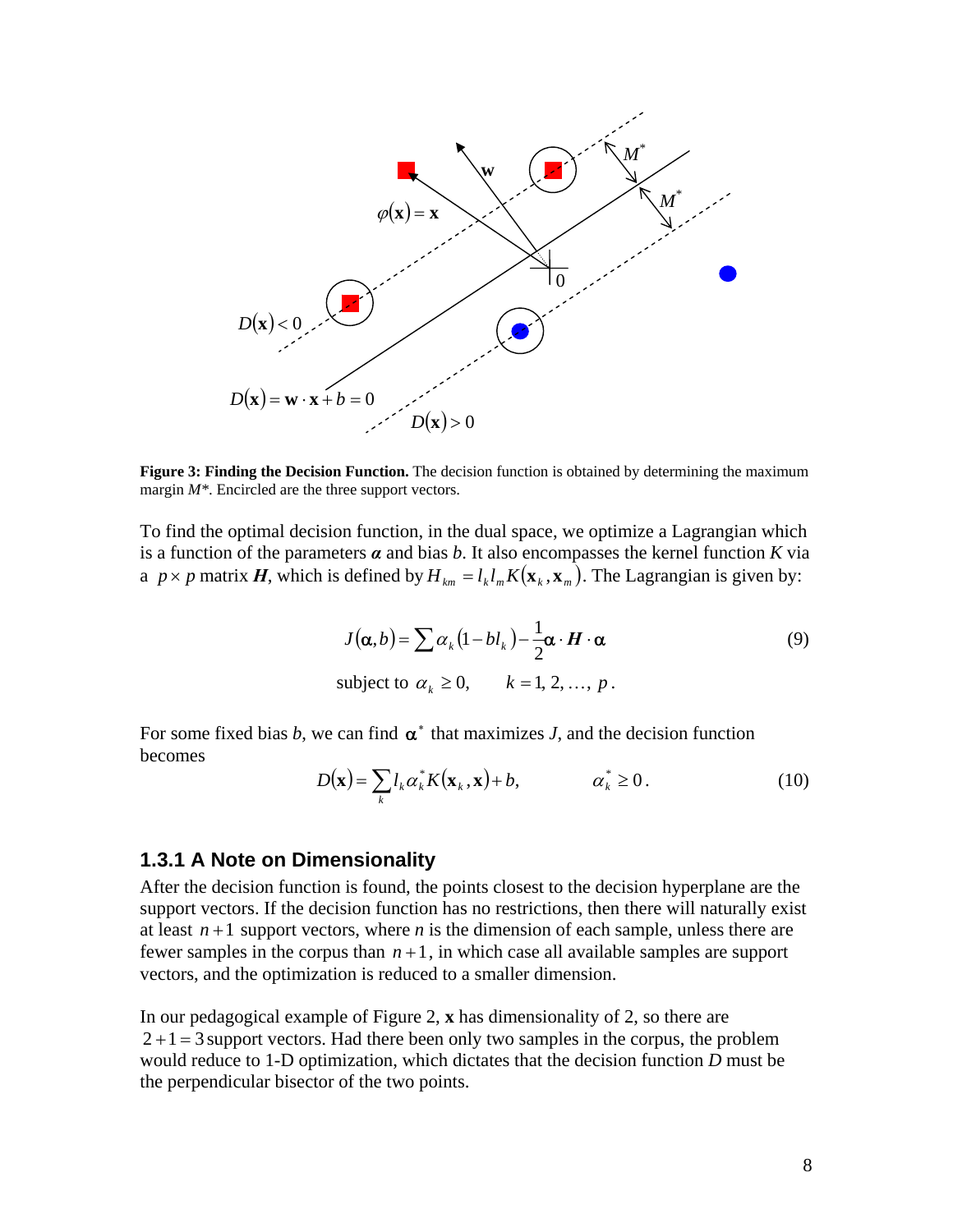**Figure 3: Finding the Decision Function.** The decision function is obtained by determining the maximum margin *M\**. Encircled are the three support vectors.

To find the optimal decision function, in the dual space, we optimize a Lagrangian which is a function of the parameters $\boldsymbol{\alpha}$ and bias $b$. It also encompasses the kernel function $K$ via a $p \times p$ matrix $\boldsymbol{H}$, which is defined by $H_{km} = l_k l_m K(\mathbf{x}_k, \mathbf{x}_m)$. The Lagrangian is given by:

$$J(\boldsymbol{\alpha}, b) = \sum \alpha_k (1 - b l_k) - \frac{1}{2} \boldsymbol{\alpha} \cdot \boldsymbol{H} \cdot \boldsymbol{\alpha} \tag{9}$$

$$\text{subject to } \alpha_k \geq 0, \qquad k = 1, 2, \ldots, p.$$

For some fixed bias $b$, we can find $\boldsymbol{\alpha}^*$ that maximizes $J$, and the decision function becomes

$$D(\mathbf{x}) = \sum_k l_k \alpha_k^* K(\mathbf{x}_k, \mathbf{x}) + b, \qquad \alpha_k^* \geq 0. \tag{10}$$

### 1.3.1 A Note on Dimensionality

After the decision function is found, the points closest to the decision hyperplane are the support vectors. If the decision function has no restrictions, then there will naturally exist at least $n+1$ support vectors, where $n$ is the dimension of each sample, unless there are fewer samples in the corpus than $n+1$, in which case all available samples are support vectors, and the optimization is reduced to a smaller dimension.

In our pedagogical example of Figure 2, $\mathbf{x}$ has dimensionality of 2, so there are $2+1=3$ support vectors. Had there been only two samples in the corpus, the problem would reduce to 1-D optimization, which dictates that the decision function $D$ must be the perpendicular bisector of the two points.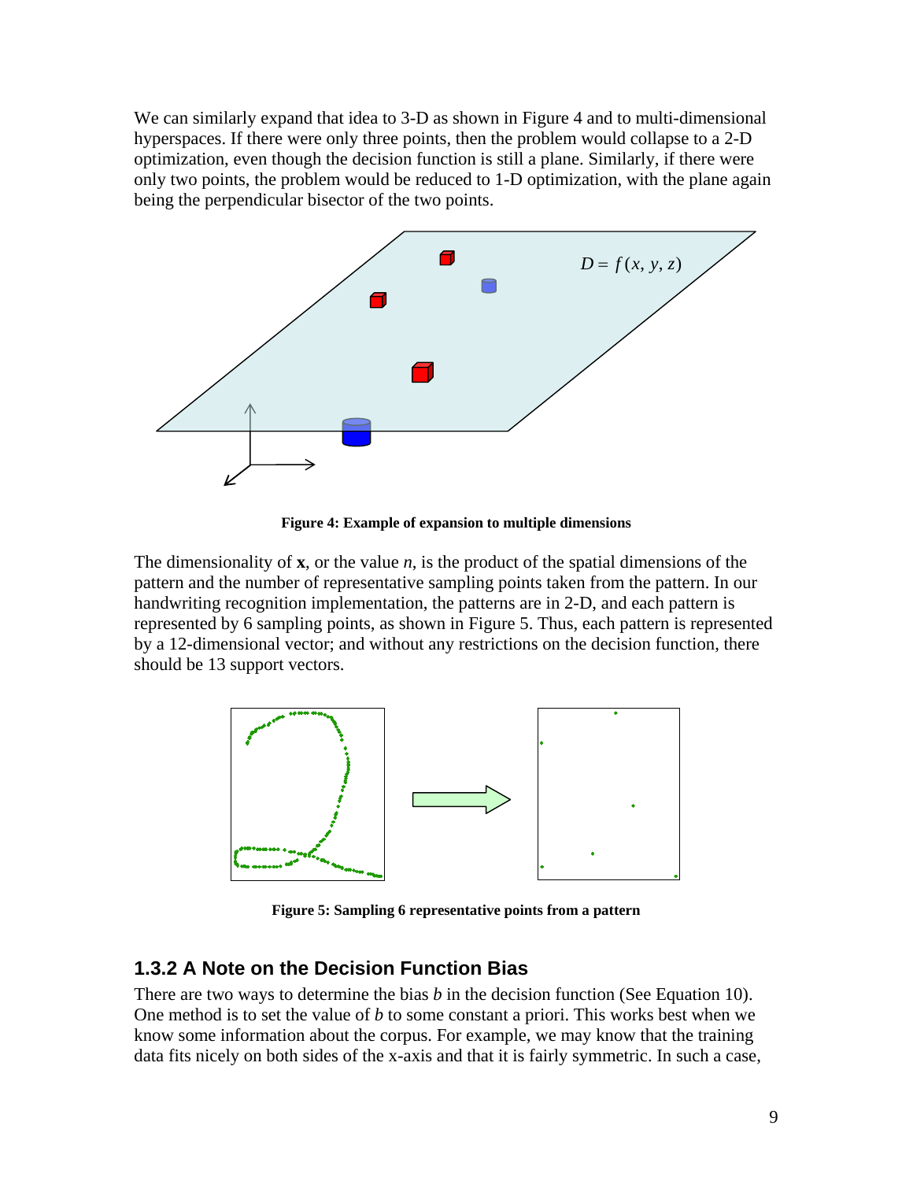We can similarly expand that idea to 3-D as shown in Figure 4 and to multi-dimensional hyperspaces. If there were only three points, then the problem would collapse to a 2-D optimization, even though the decision function is still a plane. Similarly, if there were only two points, the problem would be reduced to 1-D optimization, with the plane again being the perpendicular bisector of the two points.

**Figure 4: Example of expansion to multiple dimensions**

The dimensionality of **x**, or the value $n$, is the product of the spatial dimensions of the pattern and the number of representative sampling points taken from the pattern. In our handwriting recognition implementation, the patterns are in 2-D, and each pattern is represented by 6 sampling points, as shown in Figure 5. Thus, each pattern is represented by a 12-dimensional vector; and without any restrictions on the decision function, there should be 13 support vectors.

**Figure 5: Sampling 6 representative points from a pattern**

### 1.3.2 A Note on the Decision Function Bias

There are two ways to determine the bias $b$ in the decision function (See Equation 10). One method is to set the value of $b$ to some constant a priori. This works best when we know some information about the corpus. For example, we may know that the training data fits nicely on both sides of the x-axis and that it is fairly symmetric. In such a case,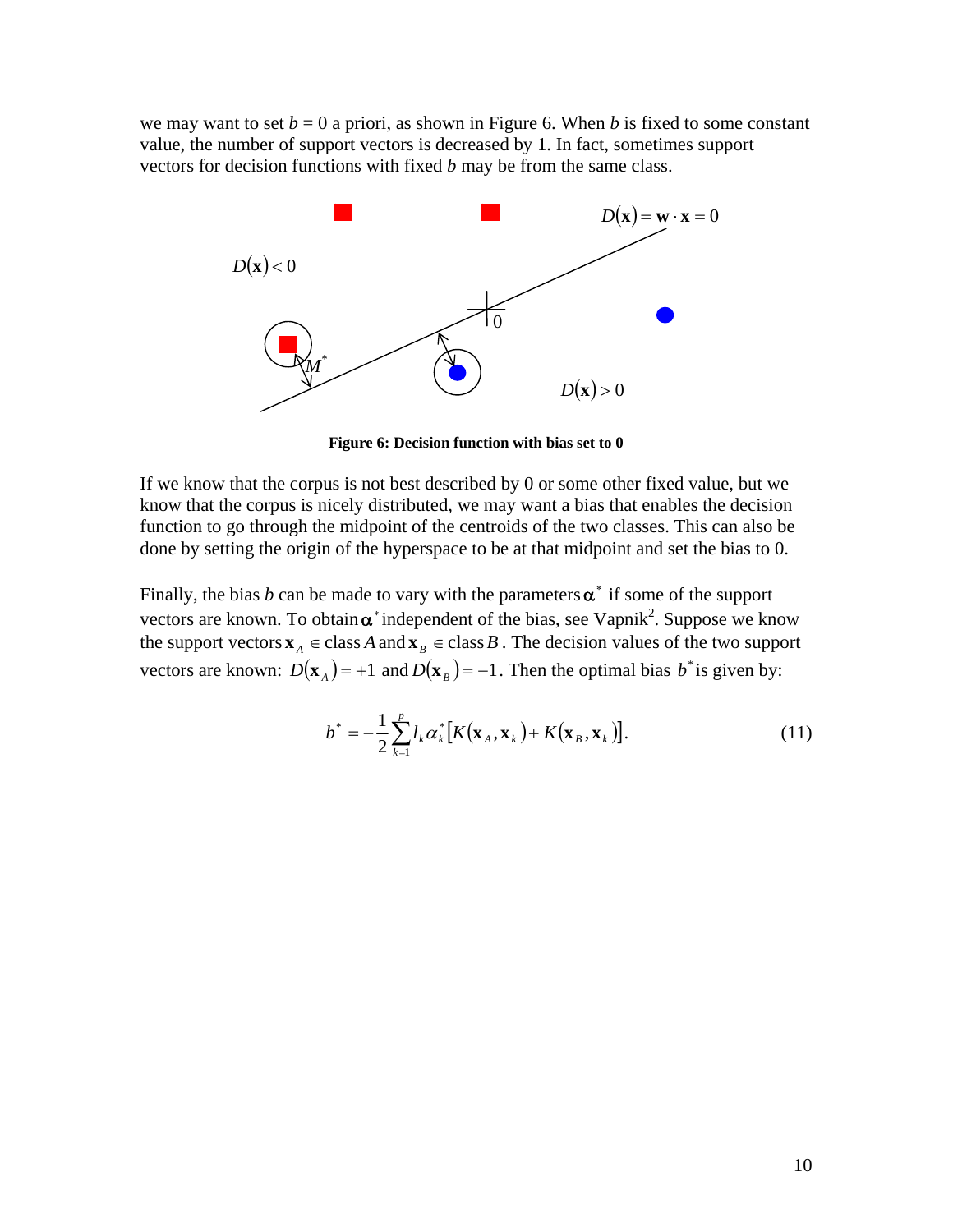we may want to set $b = 0$ a priori, as shown in Figure 6. When $b$ is fixed to some constant value, the number of support vectors is decreased by 1. In fact, sometimes support vectors for decision functions with fixed $b$ may be from the same class.

**Figure 6: Decision function with bias set to 0**

If we know that the corpus is not best described by 0 or some other fixed value, but we know that the corpus is nicely distributed, we may want a bias that enables the decision function to go through the midpoint of the centroids of the two classes. This can also be done by setting the origin of the hyperspace to be at that midpoint and set the bias to 0.

Finally, the bias $b$ can be made to vary with the parameters $\boldsymbol{\alpha}^*$ if some of the support vectors are known. To obtain $\boldsymbol{\alpha}^*$ independent of the bias, see Vapnik[2]. Suppose we know the support vectors $\mathbf{x}_A \in$ class $A$ and $\mathbf{x}_B \in$ class $B$. The decision values of the two support vectors are known: $D(\mathbf{x}_A) = +1$ and $D(\mathbf{x}_B) = -1$. Then the optimal bias $b^*$ is given by:

$$b^* = -\frac{1}{2}\sum_{k=1}^{p} l_k \alpha_k^* \left[K(\mathbf{x}_A, \mathbf{x}_k) + K(\mathbf{x}_B, \mathbf{x}_k)\right]. \tag{11}$$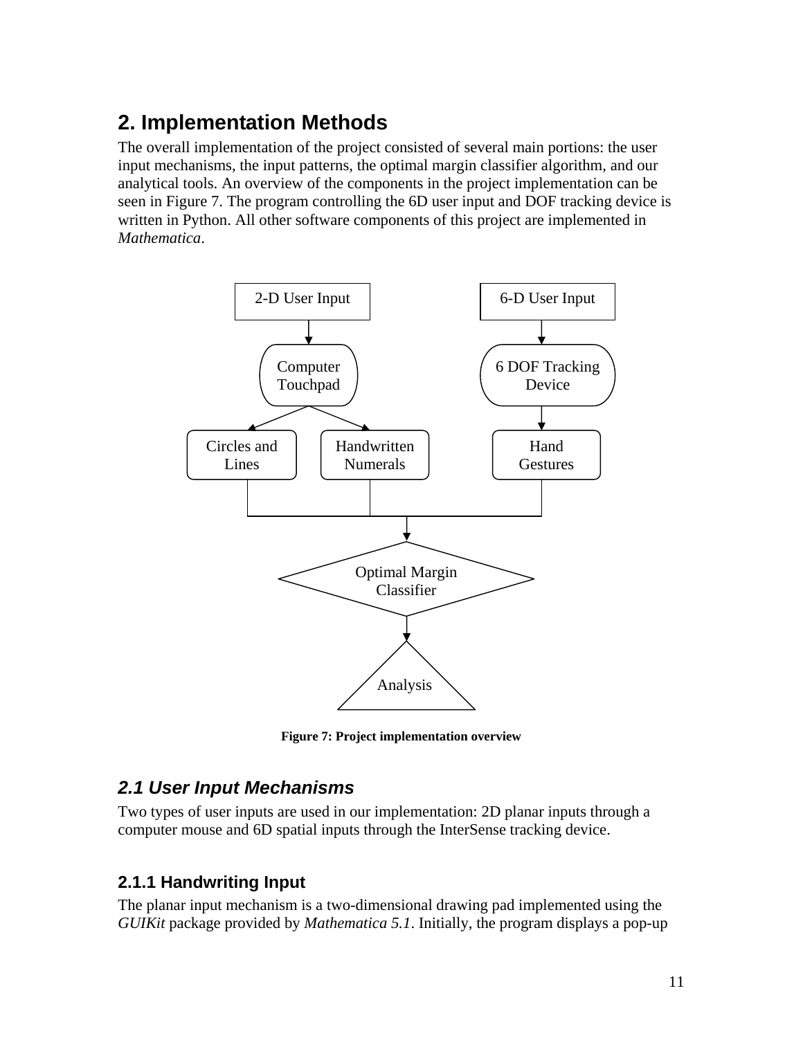# 2. Implementation Methods

The overall implementation of the project consisted of several main portions: the user input mechanisms, the input patterns, the optimal margin classifier algorithm, and our analytical tools. An overview of the components in the project implementation can be seen in Figure 7. The program controlling the 6D user input and DOF tracking device is written in Python. All other software components of this project are implemented in *Mathematica*.

**Figure 7: Project implementation overview**

## *2.1 User Input Mechanisms*

Two types of user inputs are used in our implementation: 2D planar inputs through a computer mouse and 6D spatial inputs through the InterSense tracking device.

### 2.1.1 Handwriting Input

The planar input mechanism is a two-dimensional drawing pad implemented using the *GUIKit* package provided by *Mathematica 5.1*. Initially, the program displays a pop-up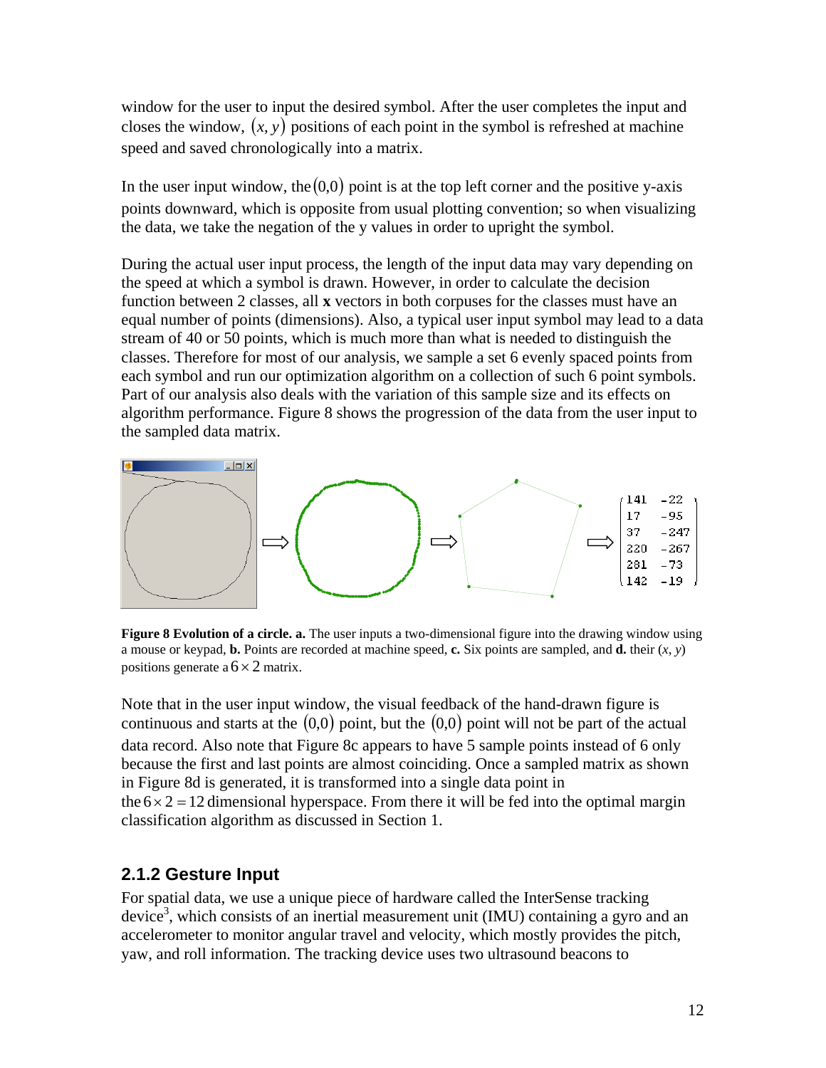window for the user to input the desired symbol. After the user completes the input and closes the window, $(x, y)$ positions of each point in the symbol is refreshed at machine speed and saved chronologically into a matrix.

In the user input window, the $(0,0)$ point is at the top left corner and the positive y-axis points downward, which is opposite from usual plotting convention; so when visualizing the data, we take the negation of the y values in order to upright the symbol.

During the actual user input process, the length of the input data may vary depending on the speed at which a symbol is drawn. However, in order to calculate the decision function between 2 classes, all **x** vectors in both corpuses for the classes must have an equal number of points (dimensions). Also, a typical user input symbol may lead to a data stream of 40 or 50 points, which is much more than what is needed to distinguish the classes. Therefore for most of our analysis, we sample a set 6 evenly spaced points from each symbol and run our optimization algorithm on a collection of such 6 point symbols. Part of our analysis also deals with the variation of this sample size and its effects on algorithm performance. Figure 8 shows the progression of the data from the user input to the sampled data matrix.

$$\begin{pmatrix} 141 & -22 \\ 17 & -95 \\ 37 & -247 \\ 220 & -267 \\ 281 & -73 \\ 142 & -19 \end{pmatrix}$$

**Figure 8 Evolution of a circle. a.** The user inputs a two-dimensional figure into the drawing window using a mouse or keypad, **b.** Points are recorded at machine speed, **c.** Six points are sampled, and **d.** their $(x, y)$ positions generate a $6 \times 2$ matrix.

Note that in the user input window, the visual feedback of the hand-drawn figure is continuous and starts at the $(0,0)$ point, but the $(0,0)$ point will not be part of the actual data record. Also note that Figure 8c appears to have 5 sample points instead of 6 only because the first and last points are almost coinciding. Once a sampled matrix as shown in Figure 8d is generated, it is transformed into a single data point in the $6 \times 2 = 12$ dimensional hyperspace. From there it will be fed into the optimal margin classification algorithm as discussed in Section 1.

### 2.1.2 Gesture Input

For spatial data, we use a unique piece of hardware called the InterSense tracking device[3], which consists of an inertial measurement unit (IMU) containing a gyro and an accelerometer to monitor angular travel and velocity, which mostly provides the pitch, yaw, and roll information. The tracking device uses two ultrasound beacons to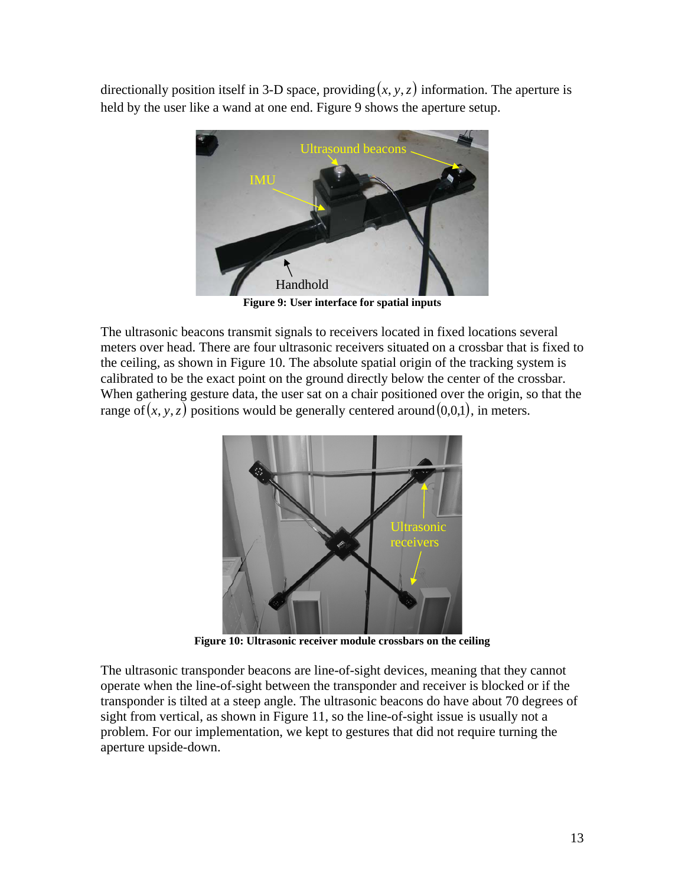directionally position itself in 3-D space, providing $(x, y, z)$ information. The aperture is held by the user like a wand at one end. Figure 9 shows the aperture setup.

**Figure 9: User interface for spatial inputs**

The ultrasonic beacons transmit signals to receivers located in fixed locations several meters over head. There are four ultrasonic receivers situated on a crossbar that is fixed to the ceiling, as shown in Figure 10. The absolute spatial origin of the tracking system is calibrated to be the exact point on the ground directly below the center of the crossbar. When gathering gesture data, the user sat on a chair positioned over the origin, so that the range of $(x, y, z)$ positions would be generally centered around $(0,0,1)$, in meters.

**Figure 10: Ultrasonic receiver module crossbars on the ceiling**

The ultrasonic transponder beacons are line-of-sight devices, meaning that they cannot operate when the line-of-sight between the transponder and receiver is blocked or if the transponder is tilted at a steep angle. The ultrasonic beacons do have about 70 degrees of sight from vertical, as shown in Figure 11, so the line-of-sight issue is usually not a problem. For our implementation, we kept to gestures that did not require turning the aperture upside-down.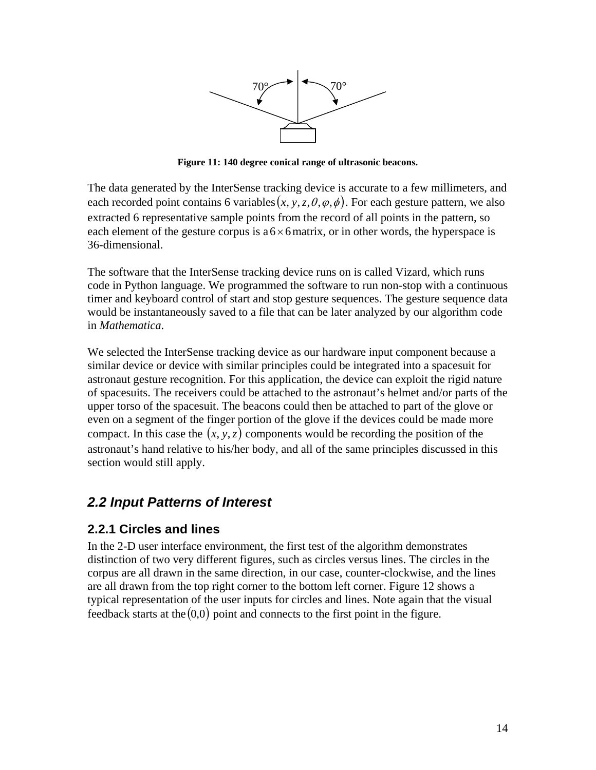Figure 11: 140 degree conical range of ultrasonic beacons.

The data generated by the InterSense tracking device is accurate to a few millimeters, and each recorded point contains 6 variables $(x, y, z, \theta, \varphi, \phi)$. For each gesture pattern, we also extracted 6 representative sample points from the record of all points in the pattern, so each element of the gesture corpus is a $6 \times 6$ matrix, or in other words, the hyperspace is 36-dimensional.

The software that the InterSense tracking device runs on is called Vizard, which runs code in Python language. We programmed the software to run non-stop with a continuous timer and keyboard control of start and stop gesture sequences. The gesture sequence data would be instantaneously saved to a file that can be later analyzed by our algorithm code in *Mathematica*.

We selected the InterSense tracking device as our hardware input component because a similar device or device with similar principles could be integrated into a spacesuit for astronaut gesture recognition. For this application, the device can exploit the rigid nature of spacesuits. The receivers could be attached to the astronaut's helmet and/or parts of the upper torso of the spacesuit. The beacons could then be attached to part of the glove or even on a segment of the finger portion of the glove if the devices could be made more compact. In this case the $(x, y, z)$ components would be recording the position of the astronaut's hand relative to his/her body, and all of the same principles discussed in this section would still apply.

## *2.2 Input Patterns of Interest*

### 2.2.1 Circles and lines

In the 2-D user interface environment, the first test of the algorithm demonstrates distinction of two very different figures, such as circles versus lines. The circles in the corpus are all drawn in the same direction, in our case, counter-clockwise, and the lines are all drawn from the top right corner to the bottom left corner. Figure 12 shows a typical representation of the user inputs for circles and lines. Note again that the visual feedback starts at the $(0,0)$ point and connects to the first point in the figure.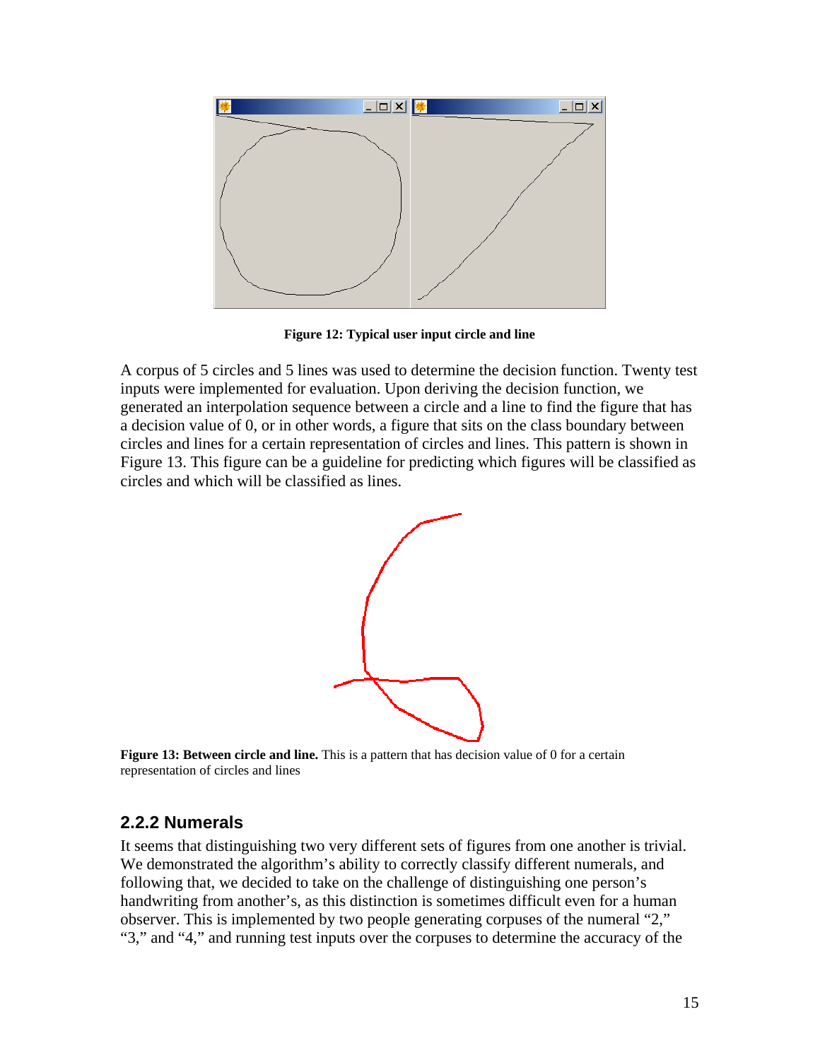**Figure 12: Typical user input circle and line**

A corpus of 5 circles and 5 lines was used to determine the decision function. Twenty test inputs were implemented for evaluation. Upon deriving the decision function, we generated an interpolation sequence between a circle and a line to find the figure that has a decision value of 0, or in other words, a figure that sits on the class boundary between circles and lines for a certain representation of circles and lines. This pattern is shown in Figure 13. This figure can be a guideline for predicting which figures will be classified as circles and which will be classified as lines.

**Figure 13: Between circle and line.** This is a pattern that has decision value of 0 for a certain representation of circles and lines

### 2.2.2 Numerals

It seems that distinguishing two very different sets of figures from one another is trivial. We demonstrated the algorithm's ability to correctly classify different numerals, and following that, we decided to take on the challenge of distinguishing one person's handwriting from another's, as this distinction is sometimes difficult even for a human observer. This is implemented by two people generating corpuses of the numeral "2," "3," and "4," and running test inputs over the corpuses to determine the accuracy of the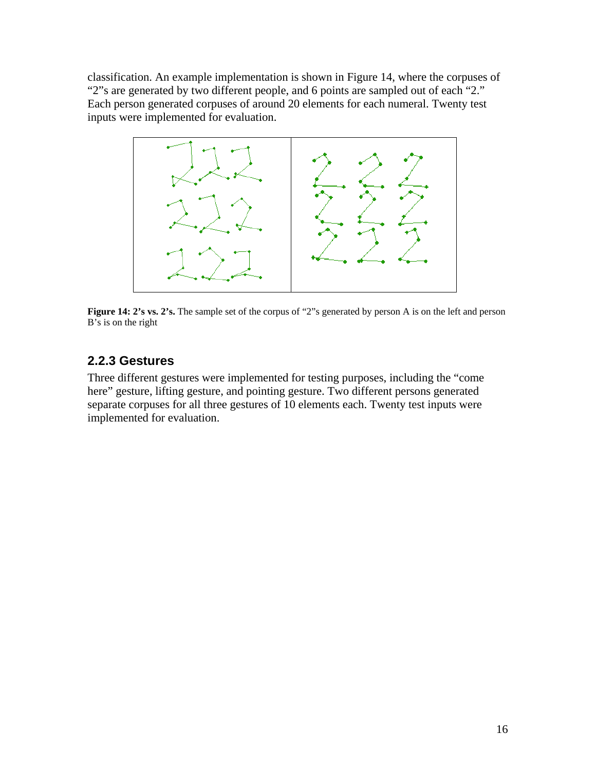classification. An example implementation is shown in Figure 14, where the corpuses of "2"s are generated by two different people, and 6 points are sampled out of each "2." Each person generated corpuses of around 20 elements for each numeral. Twenty test inputs were implemented for evaluation.

**Figure 14: 2's vs. 2's.** The sample set of the corpus of "2"s generated by person A is on the left and person B's is on the right

### 2.2.3 Gestures

Three different gestures were implemented for testing purposes, including the "come here" gesture, lifting gesture, and pointing gesture. Two different persons generated separate corpuses for all three gestures of 10 elements each. Twenty test inputs were implemented for evaluation.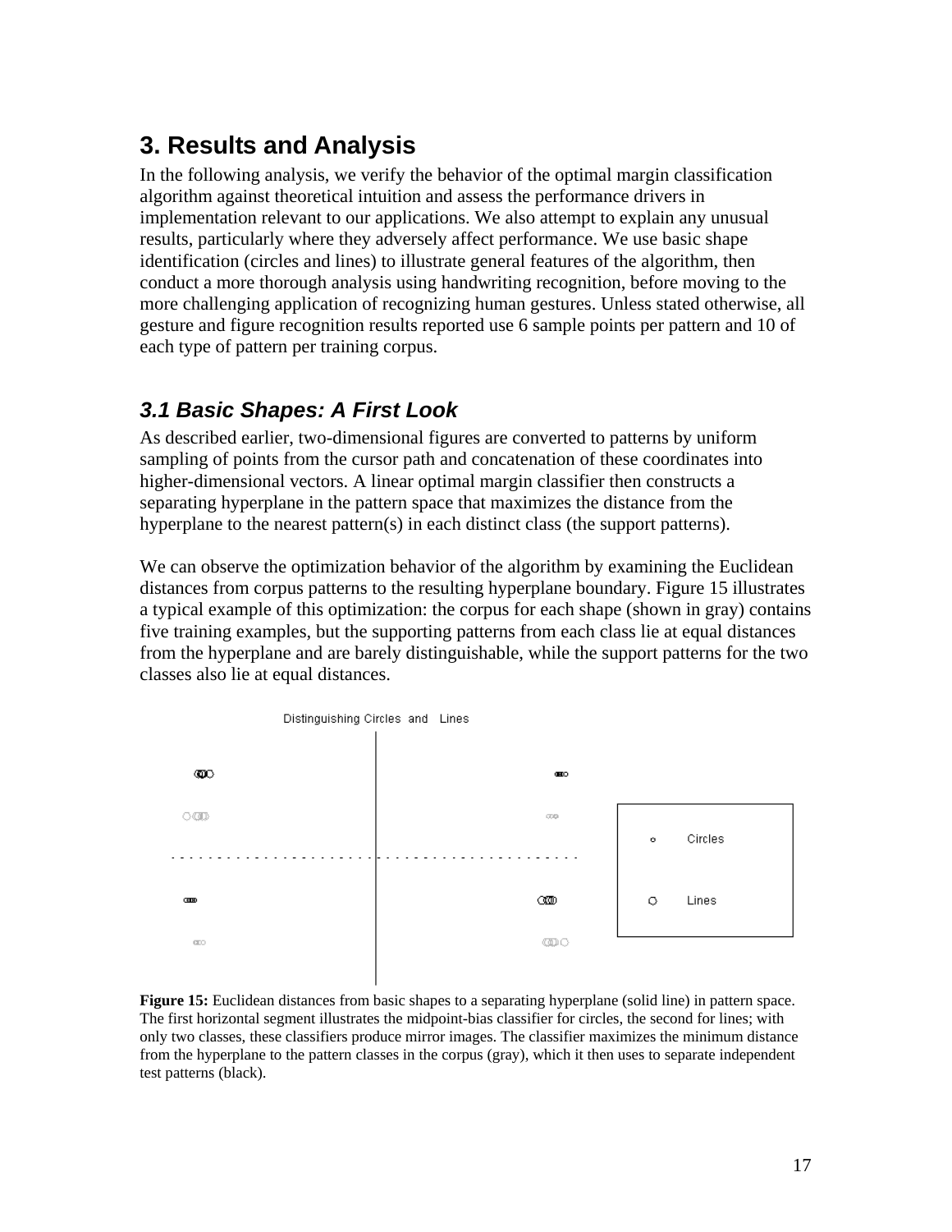## 3. Results and Analysis

In the following analysis, we verify the behavior of the optimal margin classification algorithm against theoretical intuition and assess the performance drivers in implementation relevant to our applications. We also attempt to explain any unusual results, particularly where they adversely affect performance. We use basic shape identification (circles and lines) to illustrate general features of the algorithm, then conduct a more thorough analysis using handwriting recognition, before moving to the more challenging application of recognizing human gestures. Unless stated otherwise, all gesture and figure recognition results reported use 6 sample points per pattern and 10 of each type of pattern per training corpus.

### *3.1 Basic Shapes: A First Look*

As described earlier, two-dimensional figures are converted to patterns by uniform sampling of points from the cursor path and concatenation of these coordinates into higher-dimensional vectors. A linear optimal margin classifier then constructs a separating hyperplane in the pattern space that maximizes the distance from the hyperplane to the nearest pattern(s) in each distinct class (the support patterns).

We can observe the optimization behavior of the algorithm by examining the Euclidean distances from corpus patterns to the resulting hyperplane boundary. Figure 15 illustrates a typical example of this optimization: the corpus for each shape (shown in gray) contains five training examples, but the supporting patterns from each class lie at equal distances from the hyperplane and are barely distinguishable, while the support patterns for the two classes also lie at equal distances.

Distinguishing Circles and Lines

**Figure 15:** Euclidean distances from basic shapes to a separating hyperplane (solid line) in pattern space. The first horizontal segment illustrates the midpoint-bias classifier for circles, the second for lines; with only two classes, these classifiers produce mirror images. The classifier maximizes the minimum distance from the hyperplane to the pattern classes in the corpus (gray), which it then uses to separate independent test patterns (black).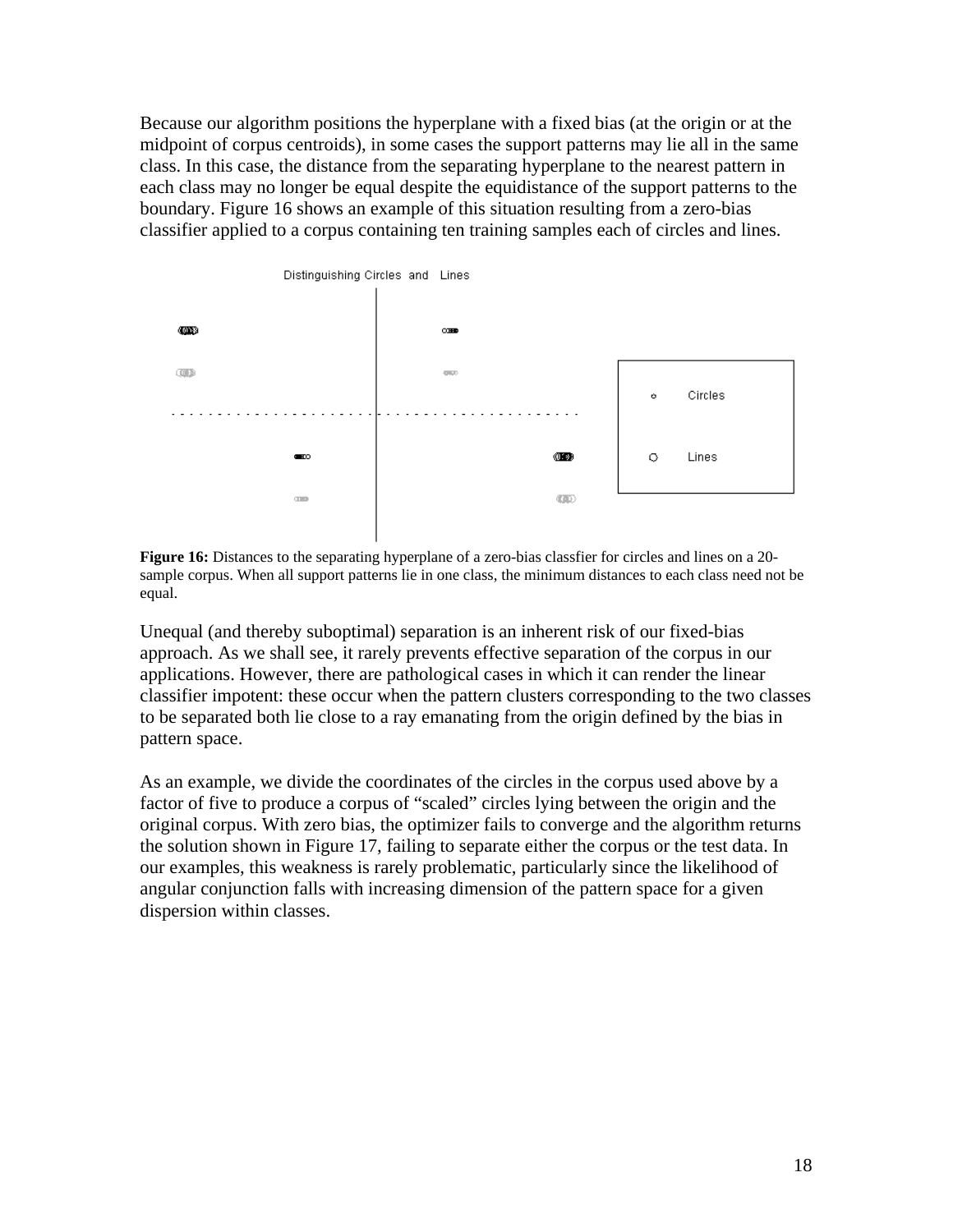Because our algorithm positions the hyperplane with a fixed bias (at the origin or at the midpoint of corpus centroids), in some cases the support patterns may lie all in the same class. In this case, the distance from the separating hyperplane to the nearest pattern in each class may no longer be equal despite the equidistance of the support patterns to the boundary. Figure 16 shows an example of this situation resulting from a zero-bias classifier applied to a corpus containing ten training samples each of circles and lines.

**Figure 16:** Distances to the separating hyperplane of a zero-bias classfier for circles and lines on a 20-sample corpus. When all support patterns lie in one class, the minimum distances to each class need not be equal.

Unequal (and thereby suboptimal) separation is an inherent risk of our fixed-bias approach. As we shall see, it rarely prevents effective separation of the corpus in our applications. However, there are pathological cases in which it can render the linear classifier impotent: these occur when the pattern clusters corresponding to the two classes to be separated both lie close to a ray emanating from the origin defined by the bias in pattern space.

As an example, we divide the coordinates of the circles in the corpus used above by a factor of five to produce a corpus of "scaled" circles lying between the origin and the original corpus. With zero bias, the optimizer fails to converge and the algorithm returns the solution shown in Figure 17, failing to separate either the corpus or the test data. In our examples, this weakness is rarely problematic, particularly since the likelihood of angular conjunction falls with increasing dimension of the pattern space for a given dispersion within classes.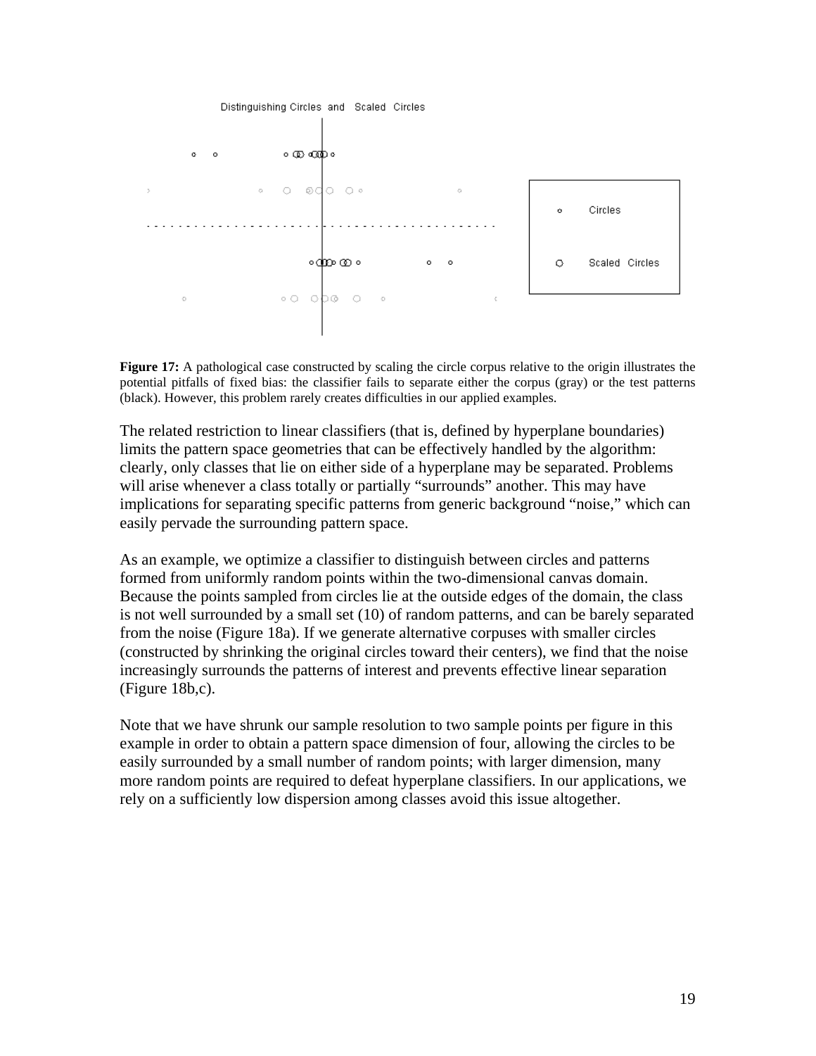**Figure 17:** A pathological case constructed by scaling the circle corpus relative to the origin illustrates the potential pitfalls of fixed bias: the classifier fails to separate either the corpus (gray) or the test patterns (black). However, this problem rarely creates difficulties in our applied examples.

The related restriction to linear classifiers (that is, defined by hyperplane boundaries) limits the pattern space geometries that can be effectively handled by the algorithm: clearly, only classes that lie on either side of a hyperplane may be separated. Problems will arise whenever a class totally or partially "surrounds" another. This may have implications for separating specific patterns from generic background "noise," which can easily pervade the surrounding pattern space.

As an example, we optimize a classifier to distinguish between circles and patterns formed from uniformly random points within the two-dimensional canvas domain. Because the points sampled from circles lie at the outside edges of the domain, the class is not well surrounded by a small set (10) of random patterns, and can be barely separated from the noise (Figure 18a). If we generate alternative corpuses with smaller circles (constructed by shrinking the original circles toward their centers), we find that the noise increasingly surrounds the patterns of interest and prevents effective linear separation (Figure 18b,c).

Note that we have shrunk our sample resolution to two sample points per figure in this example in order to obtain a pattern space dimension of four, allowing the circles to be easily surrounded by a small number of random points; with larger dimension, many more random points are required to defeat hyperplane classifiers. In our applications, we rely on a sufficiently low dispersion among classes avoid this issue altogether.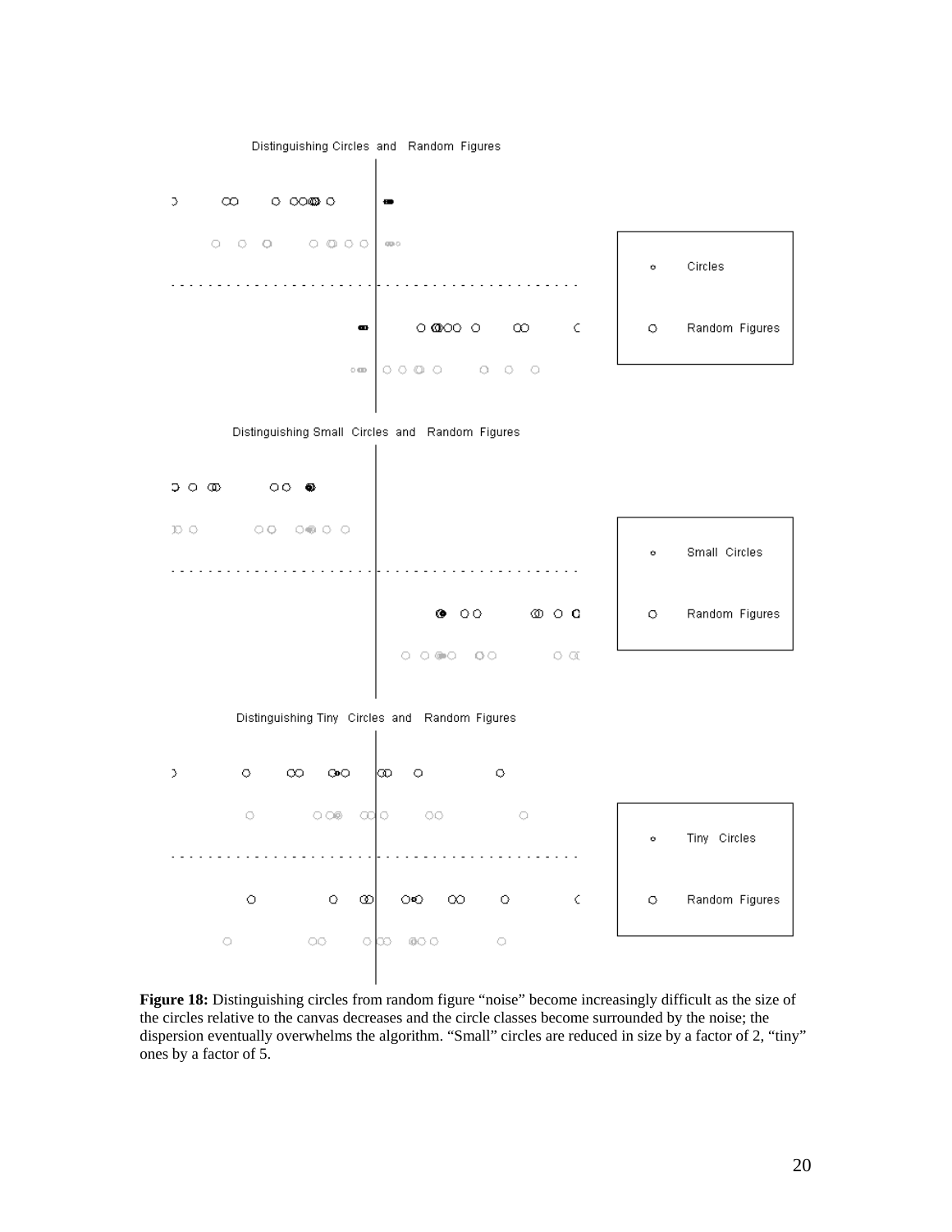Distinguishing Circles and Random Figures

Circles

Random Figures

Distinguishing Small Circles and Random Figures

Small Circles

Random Figures

Distinguishing Tiny Circles and Random Figures

Tiny Circles

Random Figures

**Figure 18:** Distinguishing circles from random figure "noise" become increasingly difficult as the size of the circles relative to the canvas decreases and the circle classes become surrounded by the noise; the dispersion eventually overwhelms the algorithm. "Small" circles are reduced in size by a factor of 2, "tiny" ones by a factor of 5.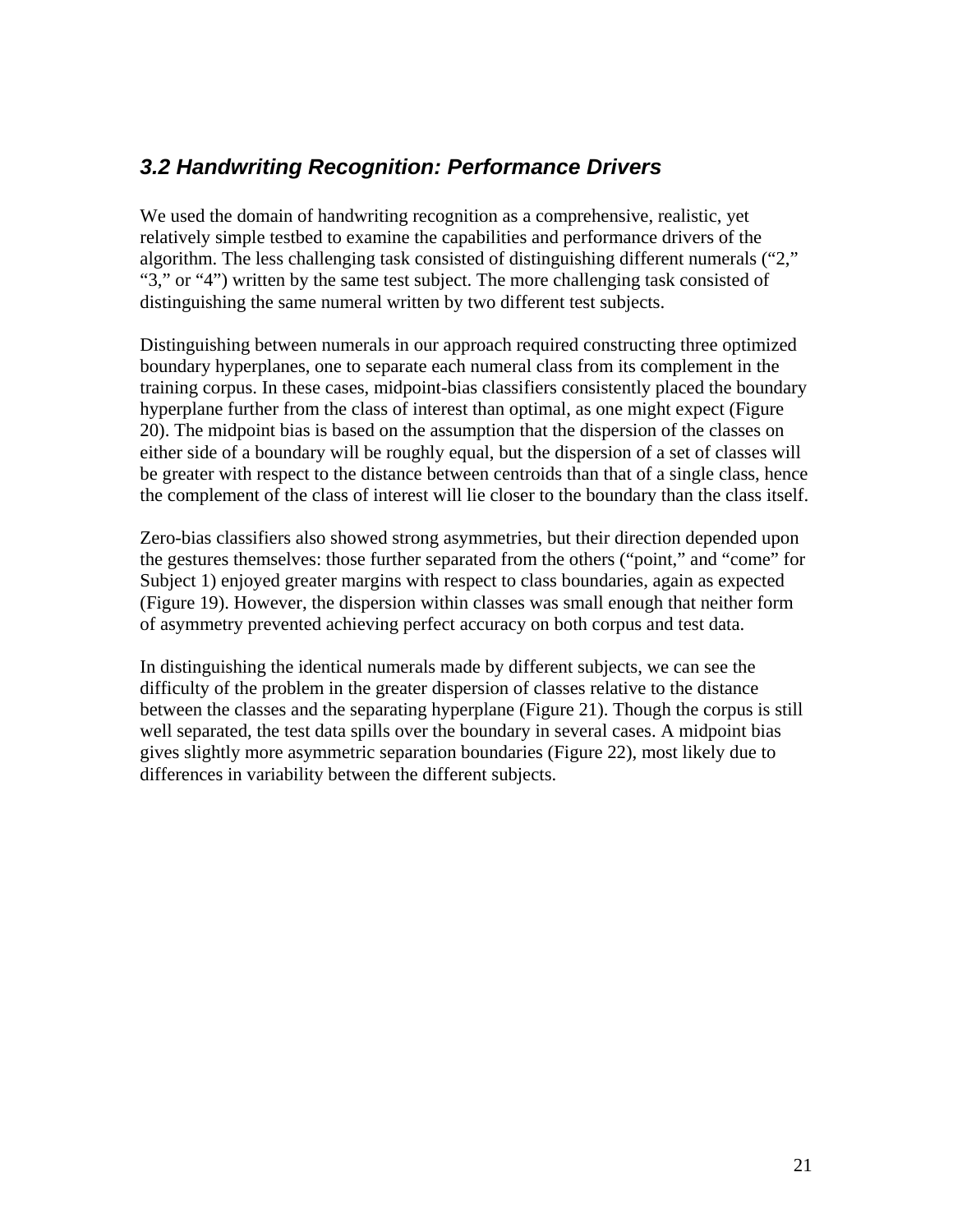### *3.2 Handwriting Recognition: Performance Drivers*

We used the domain of handwriting recognition as a comprehensive, realistic, yet relatively simple testbed to examine the capabilities and performance drivers of the algorithm. The less challenging task consisted of distinguishing different numerals ("2," "3," or "4") written by the same test subject. The more challenging task consisted of distinguishing the same numeral written by two different test subjects.

Distinguishing between numerals in our approach required constructing three optimized boundary hyperplanes, one to separate each numeral class from its complement in the training corpus. In these cases, midpoint-bias classifiers consistently placed the boundary hyperplane further from the class of interest than optimal, as one might expect (Figure 20). The midpoint bias is based on the assumption that the dispersion of the classes on either side of a boundary will be roughly equal, but the dispersion of a set of classes will be greater with respect to the distance between centroids than that of a single class, hence the complement of the class of interest will lie closer to the boundary than the class itself.

Zero-bias classifiers also showed strong asymmetries, but their direction depended upon the gestures themselves: those further separated from the others ("point," and "come" for Subject 1) enjoyed greater margins with respect to class boundaries, again as expected (Figure 19). However, the dispersion within classes was small enough that neither form of asymmetry prevented achieving perfect accuracy on both corpus and test data.

In distinguishing the identical numerals made by different subjects, we can see the difficulty of the problem in the greater dispersion of classes relative to the distance between the classes and the separating hyperplane (Figure 21). Though the corpus is still well separated, the test data spills over the boundary in several cases. A midpoint bias gives slightly more asymmetric separation boundaries (Figure 22), most likely due to differences in variability between the different subjects.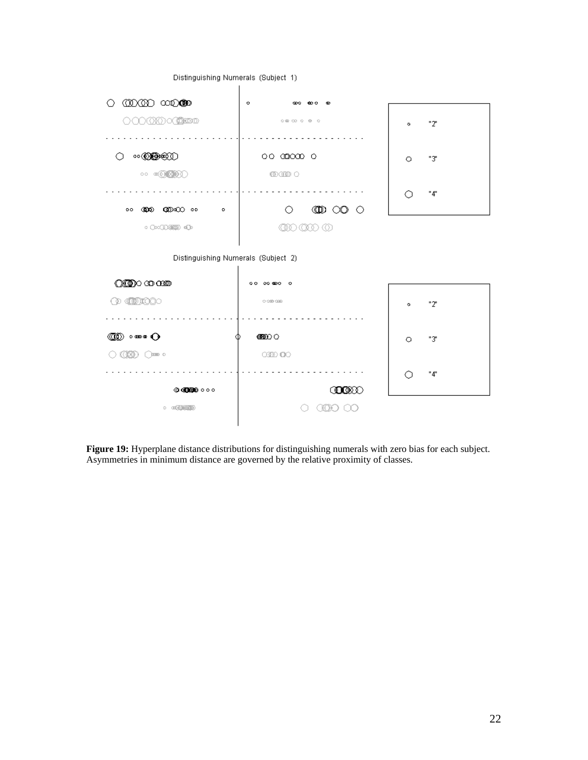Distinguishing Numerals (Subject 1)

"2"

"3"

"4"

Distinguishing Numerals (Subject 2)

"2"

"3"

"4"

**Figure 19:** Hyperplane distance distributions for distinguishing numerals with zero bias for each subject. Asymmetries in minimum distance are governed by the relative proximity of classes.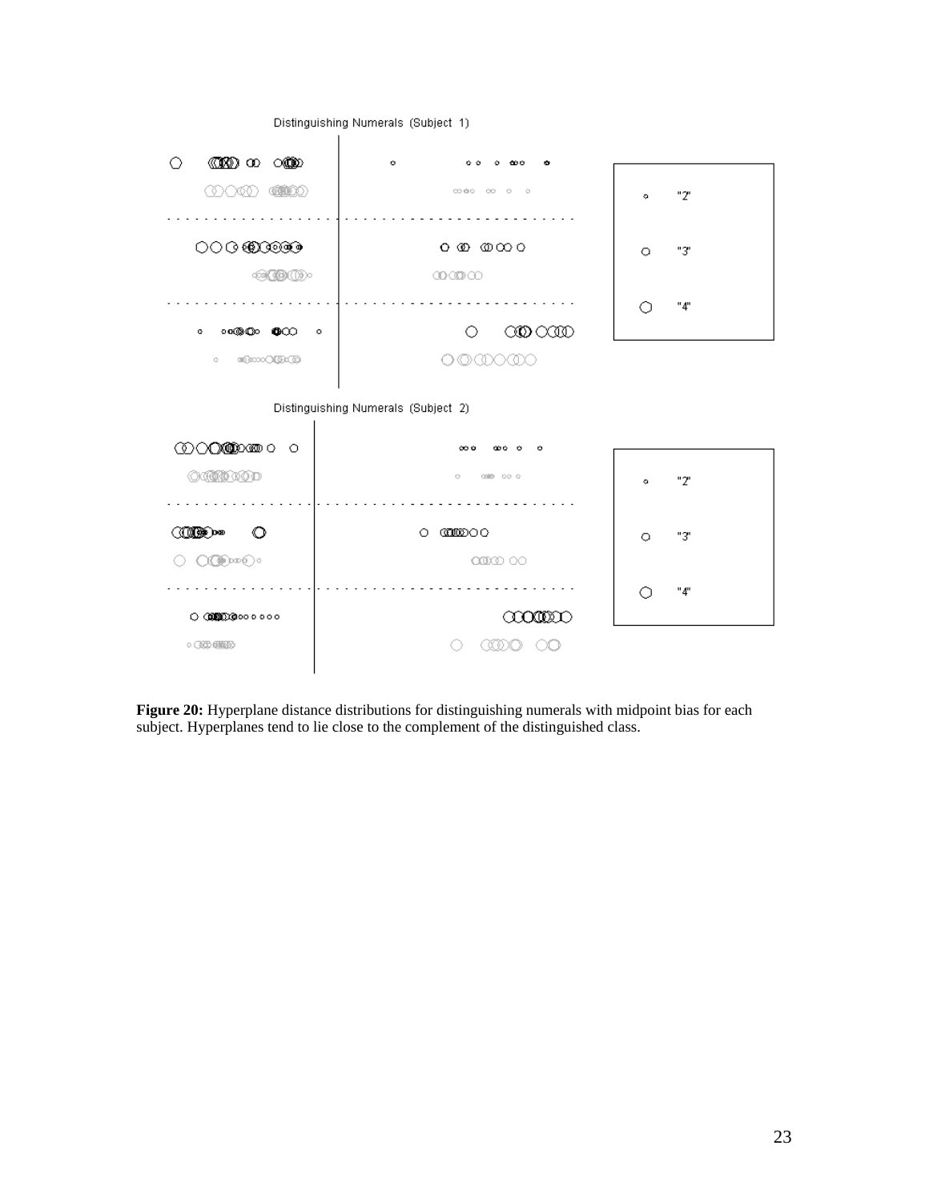Distinguishing Numerals (Subject 1)

"2"

"3"

"4"

Distinguishing Numerals (Subject 2)

"2"

"3"

"4"

**Figure 20:** Hyperplane distance distributions for distinguishing numerals with midpoint bias for each subject. Hyperplanes tend to lie close to the complement of the distinguished class.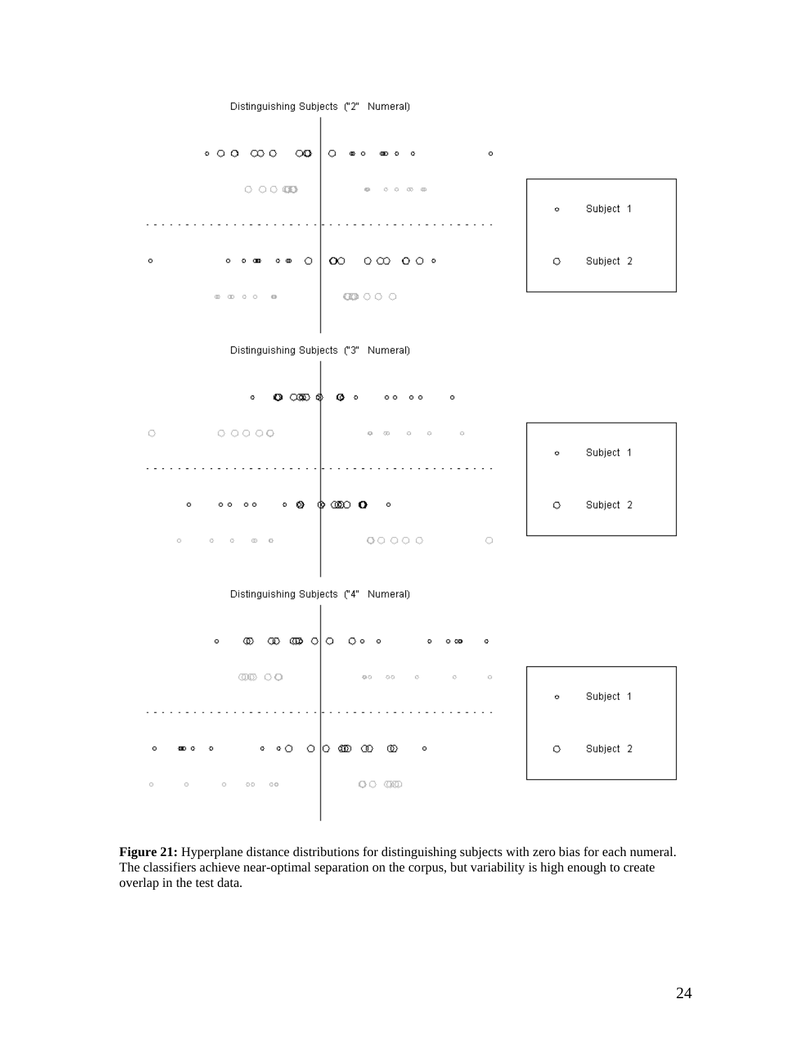Distinguishing Subjects ("2" Numeral)

Subject 1

Subject 2

Distinguishing Subjects ("3" Numeral)

Subject 1

Subject 2

Distinguishing Subjects ("4" Numeral)

Subject 1

Subject 2

**Figure 21:** Hyperplane distance distributions for distinguishing subjects with zero bias for each numeral. The classifiers achieve near-optimal separation on the corpus, but variability is high enough to create overlap in the test data.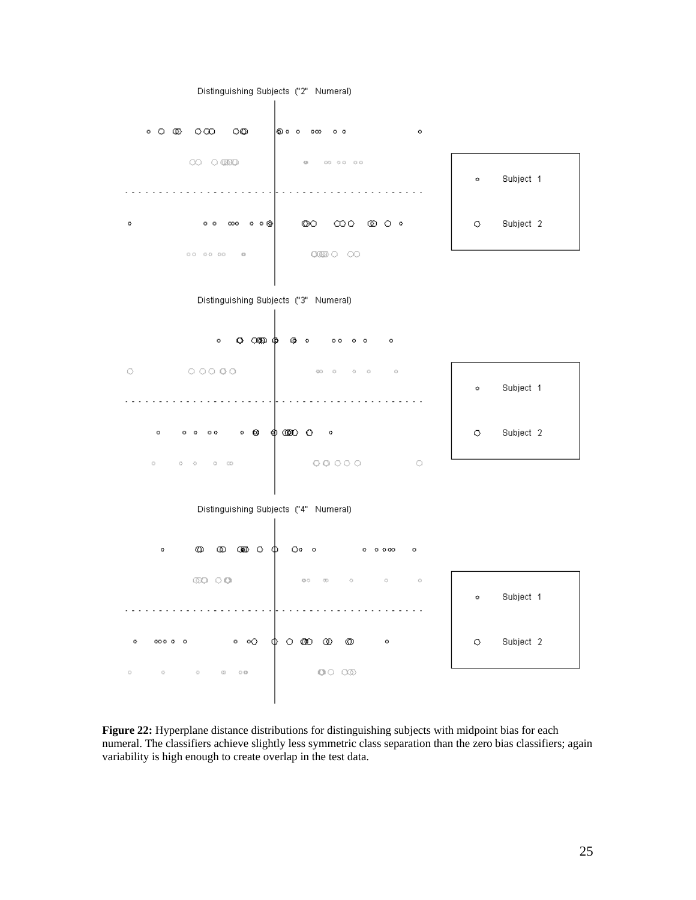Distinguishing Subjects ("2" Numeral)

Subject 1

Subject 2

Distinguishing Subjects ("3" Numeral)

Subject 1

Subject 2

Distinguishing Subjects ("4" Numeral)

Subject 1

Subject 2

**Figure 22:** Hyperplane distance distributions for distinguishing subjects with midpoint bias for each numeral. The classifiers achieve slightly less symmetric class separation than the zero bias classifiers; again variability is high enough to create overlap in the test data.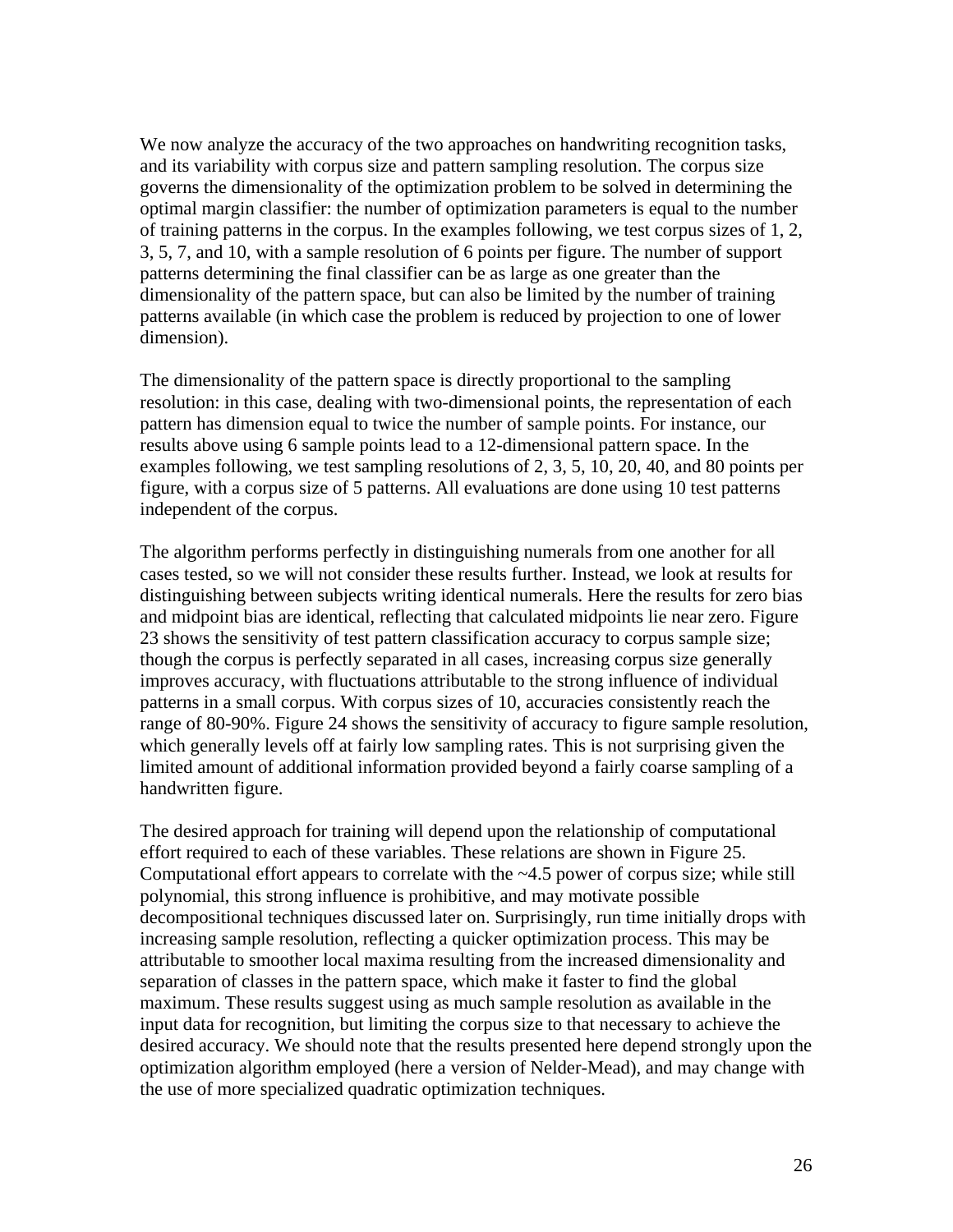We now analyze the accuracy of the two approaches on handwriting recognition tasks, and its variability with corpus size and pattern sampling resolution. The corpus size governs the dimensionality of the optimization problem to be solved in determining the optimal margin classifier: the number of optimization parameters is equal to the number of training patterns in the corpus. In the examples following, we test corpus sizes of 1, 2, 3, 5, 7, and 10, with a sample resolution of 6 points per figure. The number of support patterns determining the final classifier can be as large as one greater than the dimensionality of the pattern space, but can also be limited by the number of training patterns available (in which case the problem is reduced by projection to one of lower dimension).

The dimensionality of the pattern space is directly proportional to the sampling resolution: in this case, dealing with two-dimensional points, the representation of each pattern has dimension equal to twice the number of sample points. For instance, our results above using 6 sample points lead to a 12-dimensional pattern space. In the examples following, we test sampling resolutions of 2, 3, 5, 10, 20, 40, and 80 points per figure, with a corpus size of 5 patterns. All evaluations are done using 10 test patterns independent of the corpus.

The algorithm performs perfectly in distinguishing numerals from one another for all cases tested, so we will not consider these results further. Instead, we look at results for distinguishing between subjects writing identical numerals. Here the results for zero bias and midpoint bias are identical, reflecting that calculated midpoints lie near zero. Figure 23 shows the sensitivity of test pattern classification accuracy to corpus sample size; though the corpus is perfectly separated in all cases, increasing corpus size generally improves accuracy, with fluctuations attributable to the strong influence of individual patterns in a small corpus. With corpus sizes of 10, accuracies consistently reach the range of 80-90%. Figure 24 shows the sensitivity of accuracy to figure sample resolution, which generally levels off at fairly low sampling rates. This is not surprising given the limited amount of additional information provided beyond a fairly coarse sampling of a handwritten figure.

The desired approach for training will depend upon the relationship of computational effort required to each of these variables. These relations are shown in Figure 25. Computational effort appears to correlate with the ~4.5 power of corpus size; while still polynomial, this strong influence is prohibitive, and may motivate possible decompositional techniques discussed later on. Surprisingly, run time initially drops with increasing sample resolution, reflecting a quicker optimization process. This may be attributable to smoother local maxima resulting from the increased dimensionality and separation of classes in the pattern space, which make it faster to find the global maximum. These results suggest using as much sample resolution as available in the input data for recognition, but limiting the corpus size to that necessary to achieve the desired accuracy. We should note that the results presented here depend strongly upon the optimization algorithm employed (here a version of Nelder-Mead), and may change with the use of more specialized quadratic optimization techniques.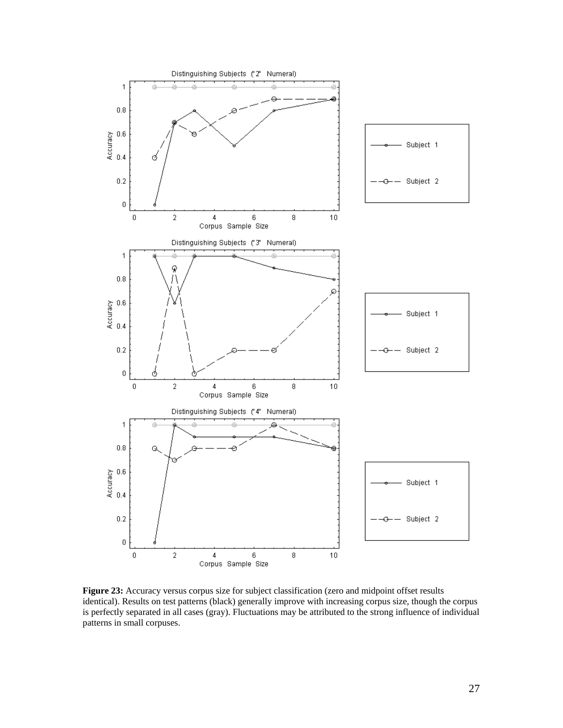**Figure 23:** Accuracy versus corpus size for subject classification (zero and midpoint offset results identical). Results on test patterns (black) generally improve with increasing corpus size, though the corpus is perfectly separated in all cases (gray). Fluctuations may be attributed to the strong influence of individual patterns in small corpuses.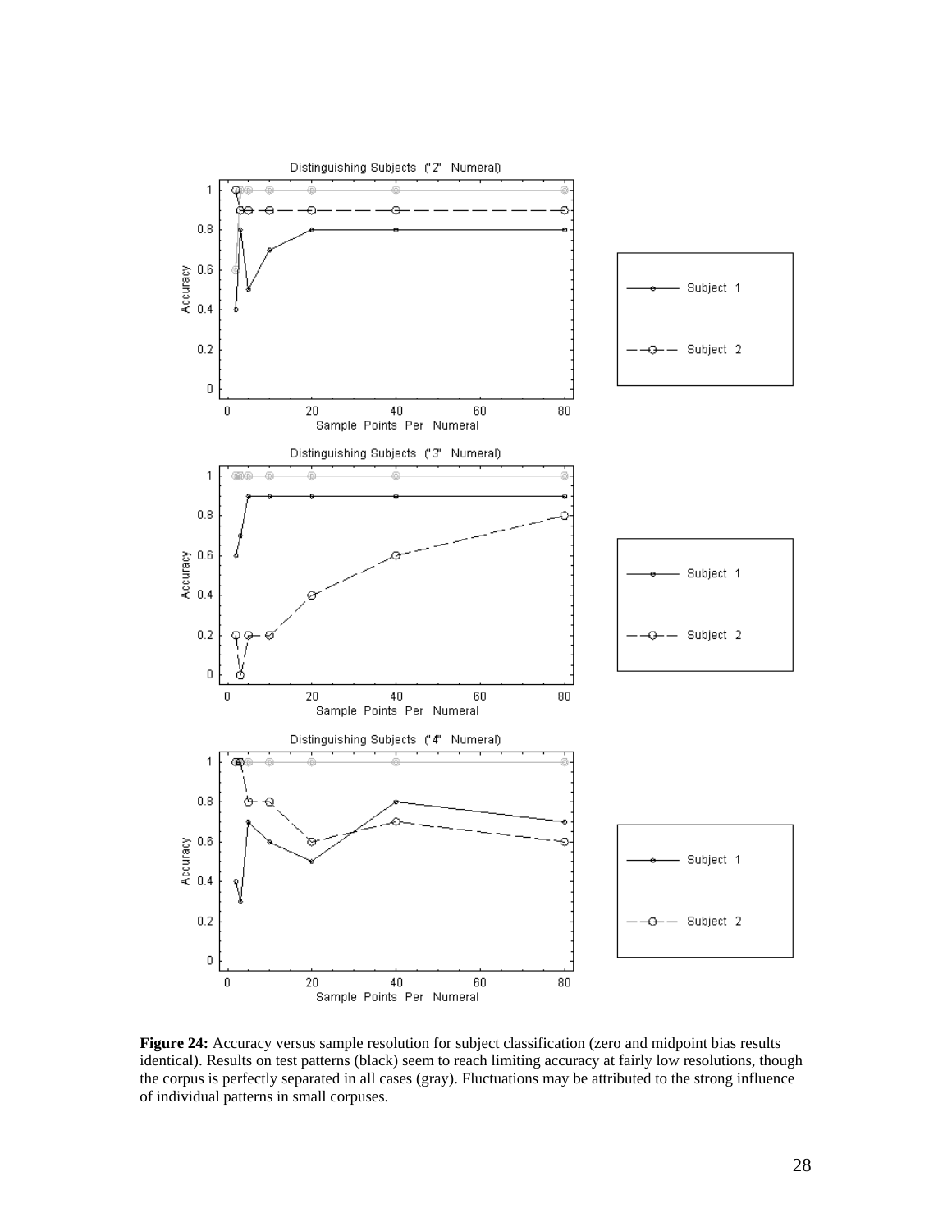**Figure 24:** Accuracy versus sample resolution for subject classification (zero and midpoint bias results identical). Results on test patterns (black) seem to reach limiting accuracy at fairly low resolutions, though the corpus is perfectly separated in all cases (gray). Fluctuations may be attributed to the strong influence of individual patterns in small corpuses.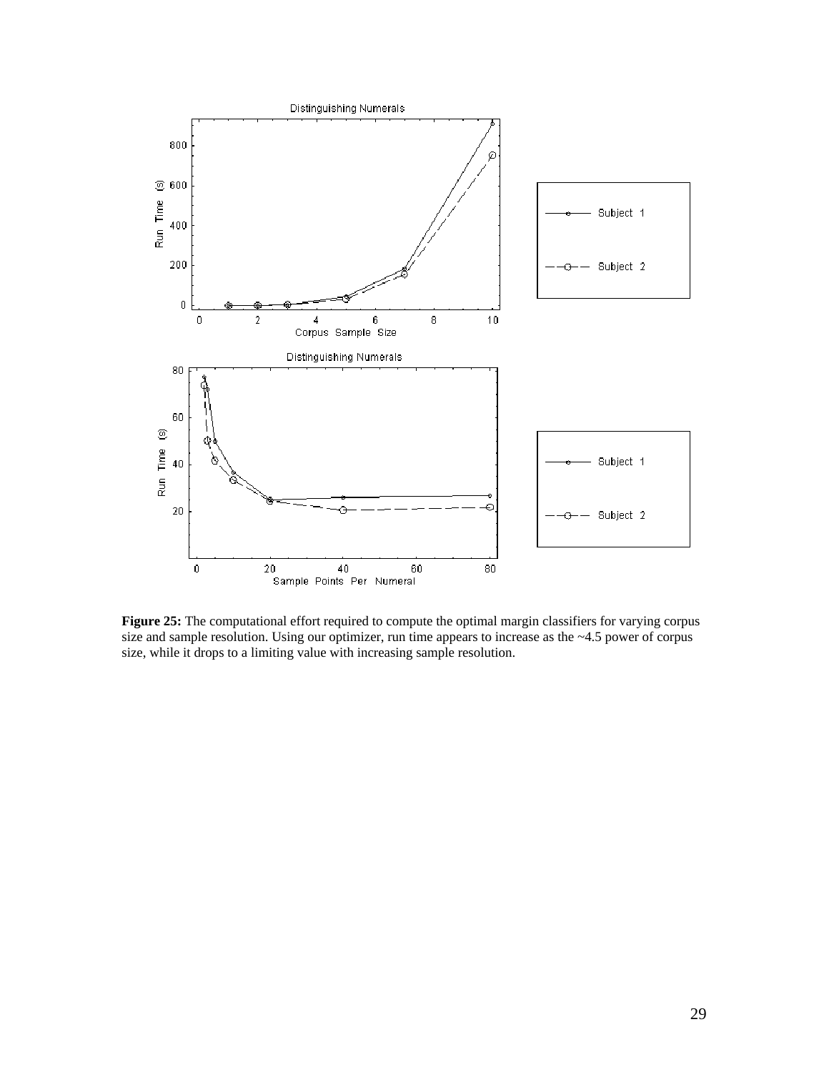**Figure 25:** The computational effort required to compute the optimal margin classifiers for varying corpus size and sample resolution. Using our optimizer, run time appears to increase as the ~4.5 power of corpus size, while it drops to a limiting value with increasing sample resolution.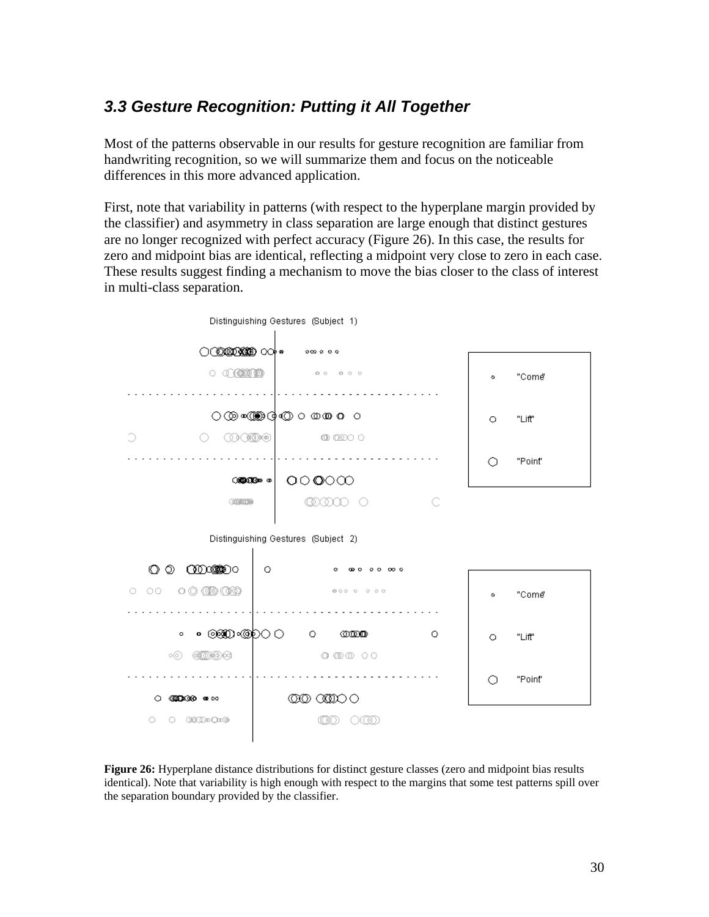### *3.3 Gesture Recognition: Putting it All Together*

Most of the patterns observable in our results for gesture recognition are familiar from handwriting recognition, so we will summarize them and focus on the noticeable differences in this more advanced application.

First, note that variability in patterns (with respect to the hyperplane margin provided by the classifier) and asymmetry in class separation are large enough that distinct gestures are no longer recognized with perfect accuracy (Figure 26). In this case, the results for zero and midpoint bias are identical, reflecting a midpoint very close to zero in each case. These results suggest finding a mechanism to move the bias closer to the class of interest in multi-class separation.

**Figure 26:** Hyperplane distance distributions for distinct gesture classes (zero and midpoint bias results identical). Note that variability is high enough with respect to the margins that some test patterns spill over the separation boundary provided by the classifier.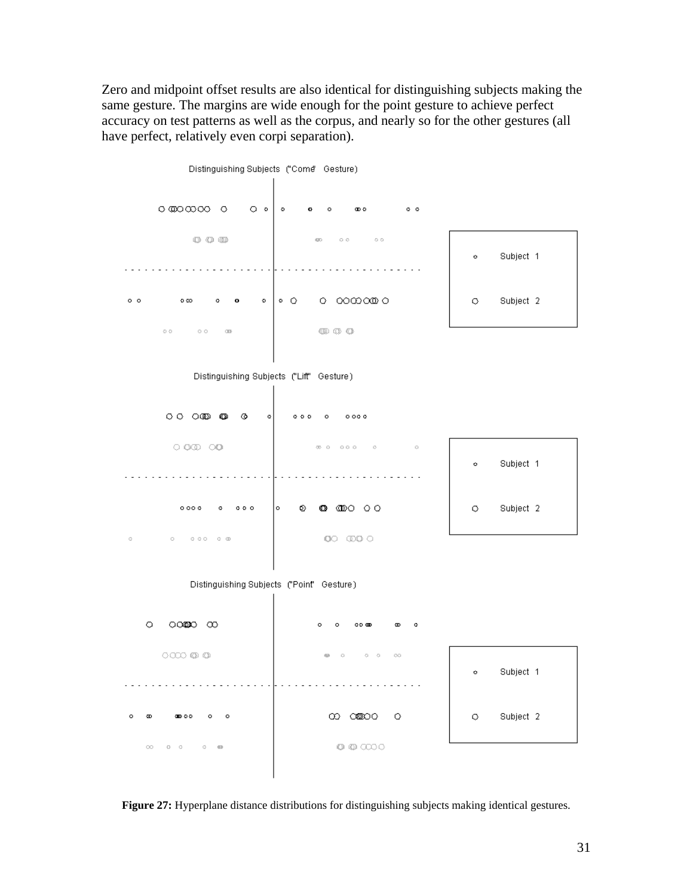Zero and midpoint offset results are also identical for distinguishing subjects making the same gesture. The margins are wide enough for the point gesture to achieve perfect accuracy on test patterns as well as the corpus, and nearly so for the other gestures (all have perfect, relatively even corpi separation).

**Figure 27:** Hyperplane distance distributions for distinguishing subjects making identical gestures.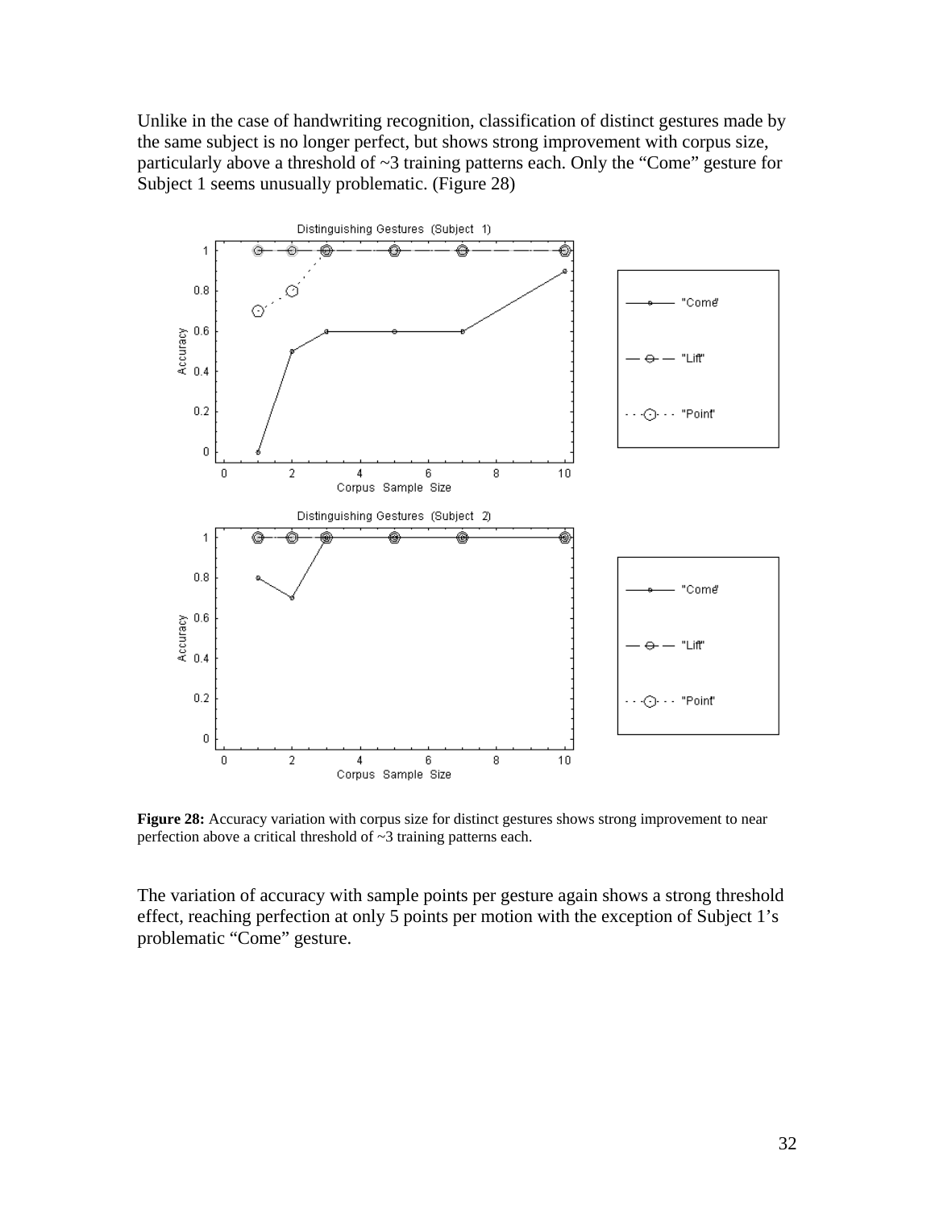Unlike in the case of handwriting recognition, classification of distinct gestures made by the same subject is no longer perfect, but shows strong improvement with corpus size, particularly above a threshold of ~3 training patterns each. Only the "Come" gesture for Subject 1 seems unusually problematic. (Figure 28)

**Figure 28:** Accuracy variation with corpus size for distinct gestures shows strong improvement to near perfection above a critical threshold of ~3 training patterns each.

The variation of accuracy with sample points per gesture again shows a strong threshold effect, reaching perfection at only 5 points per motion with the exception of Subject 1's problematic "Come" gesture.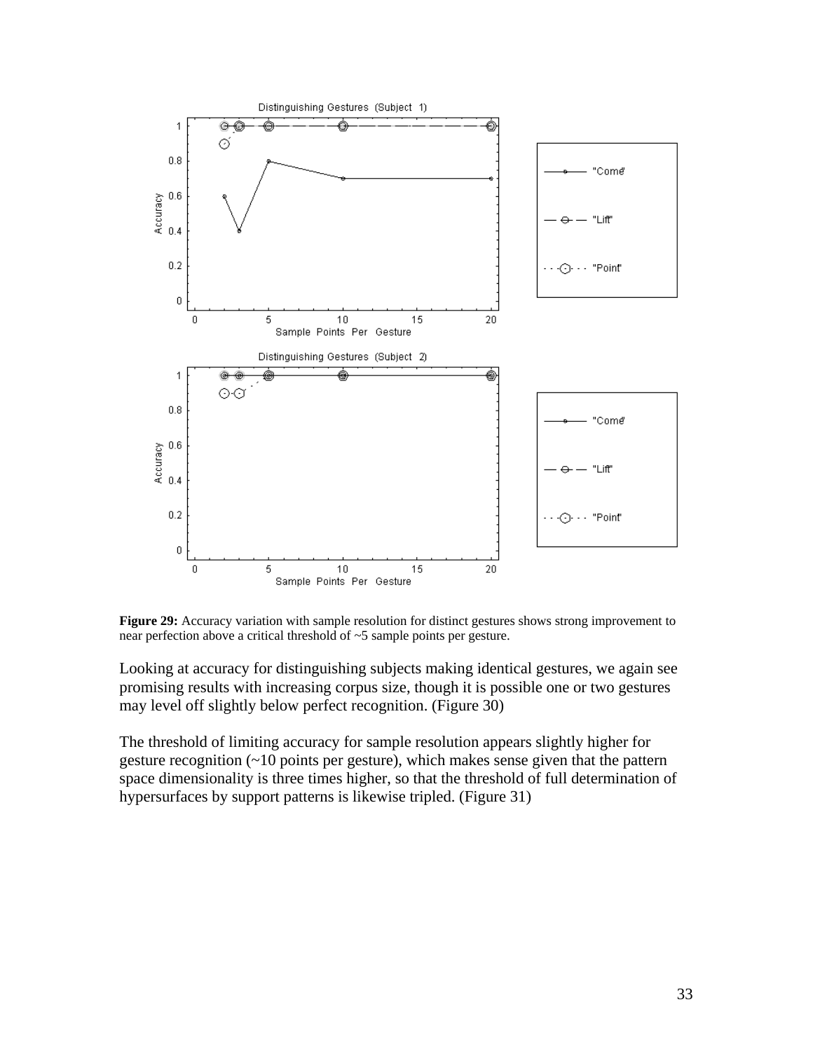**Figure 29:** Accuracy variation with sample resolution for distinct gestures shows strong improvement to near perfection above a critical threshold of ~5 sample points per gesture.

Looking at accuracy for distinguishing subjects making identical gestures, we again see promising results with increasing corpus size, though it is possible one or two gestures may level off slightly below perfect recognition. (Figure 30)

The threshold of limiting accuracy for sample resolution appears slightly higher for gesture recognition (~10 points per gesture), which makes sense given that the pattern space dimensionality is three times higher, so that the threshold of full determination of hypersurfaces by support patterns is likewise tripled. (Figure 31)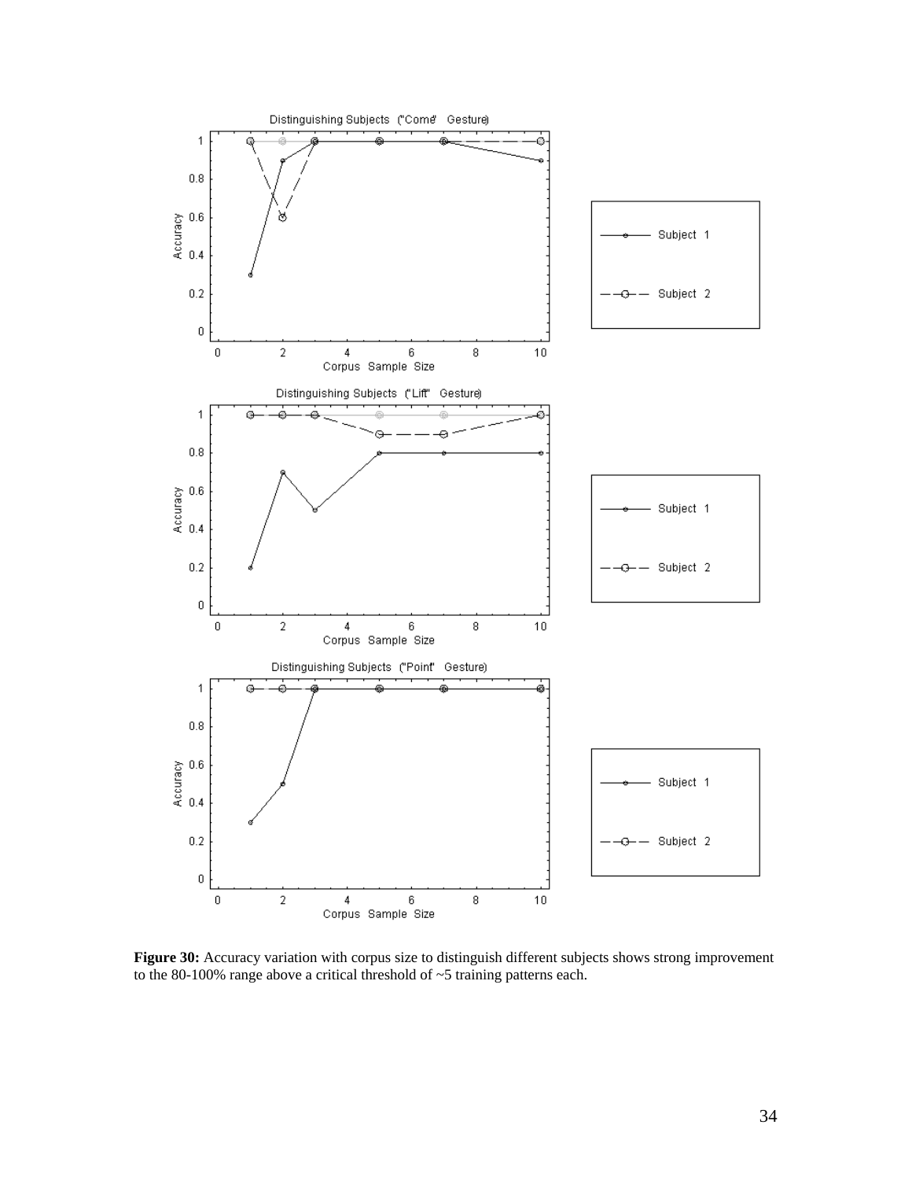**Figure 30:** Accuracy variation with corpus size to distinguish different subjects shows strong improvement to the 80-100% range above a critical threshold of ~5 training patterns each.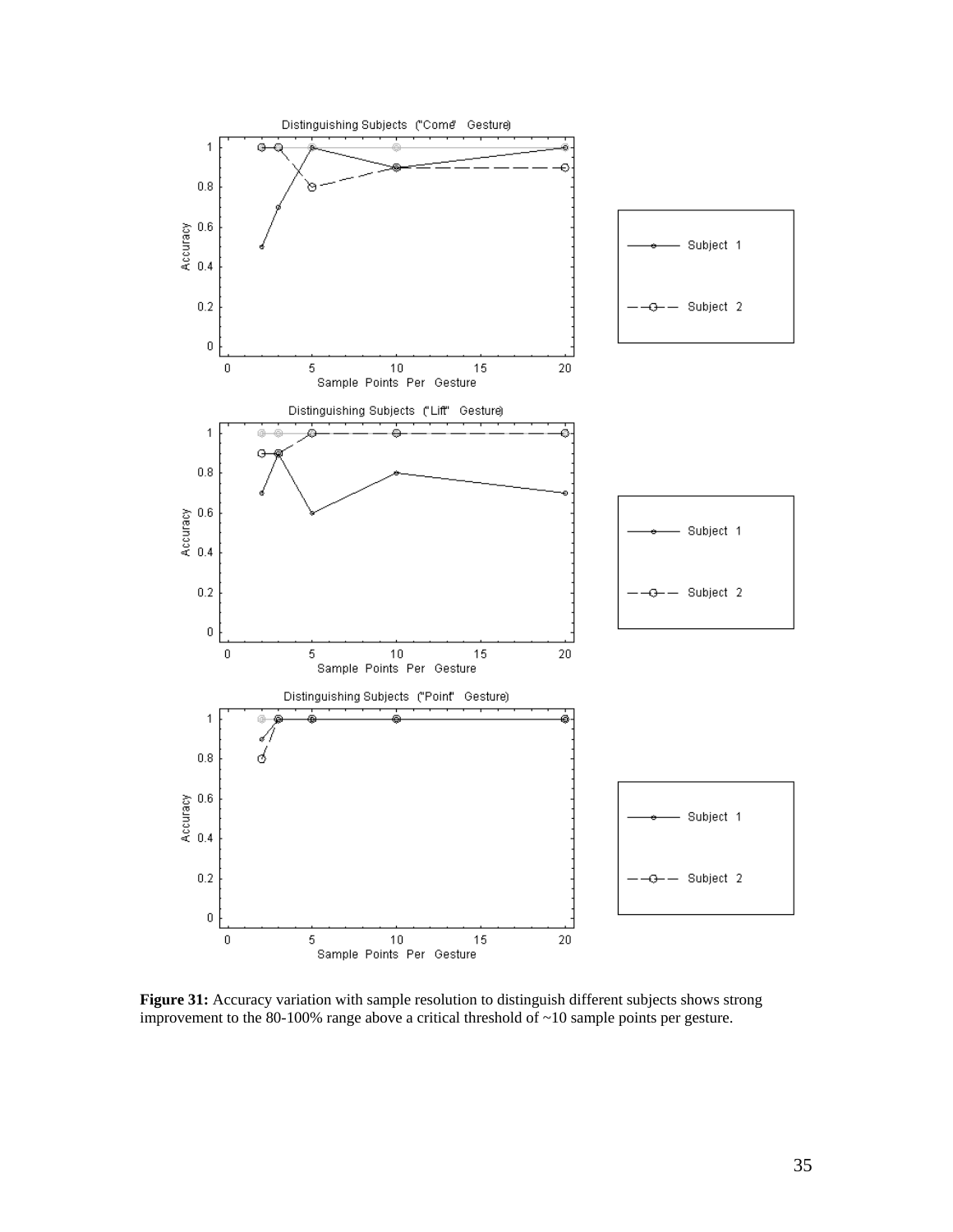Distinguishing Subjects ("Come" Gesture)

Distinguishing Subjects ("Lift" Gesture)

Distinguishing Subjects ("Point" Gesture)

**Figure 31:** Accuracy variation with sample resolution to distinguish different subjects shows strong improvement to the 80-100% range above a critical threshold of ~10 sample points per gesture.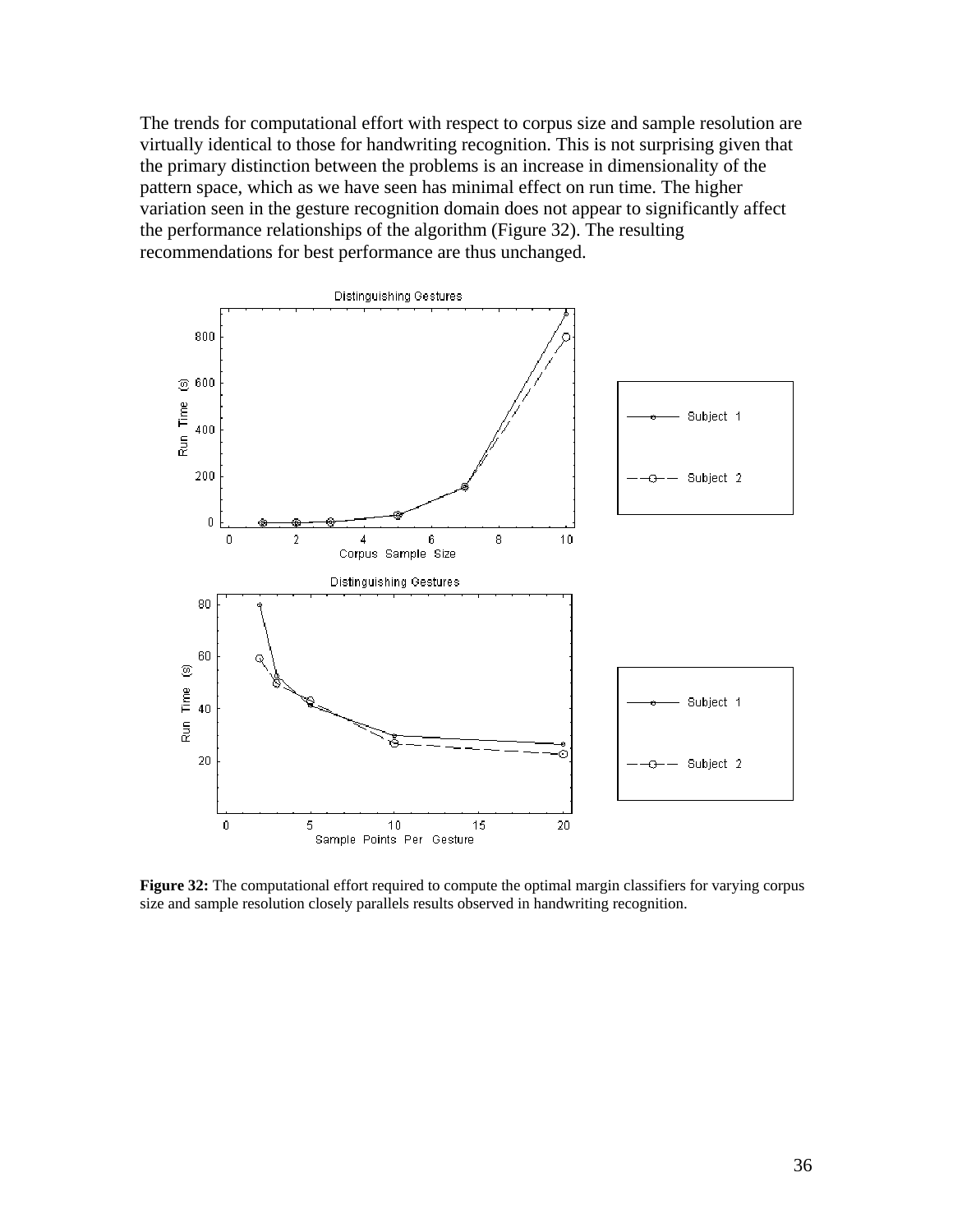The trends for computational effort with respect to corpus size and sample resolution are virtually identical to those for handwriting recognition. This is not surprising given that the primary distinction between the problems is an increase in dimensionality of the pattern space, which as we have seen has minimal effect on run time. The higher variation seen in the gesture recognition domain does not appear to significantly affect the performance relationships of the algorithm (Figure 32). The resulting recommendations for best performance are thus unchanged.

**Figure 32:** The computational effort required to compute the optimal margin classifiers for varying corpus size and sample resolution closely parallels results observed in handwriting recognition.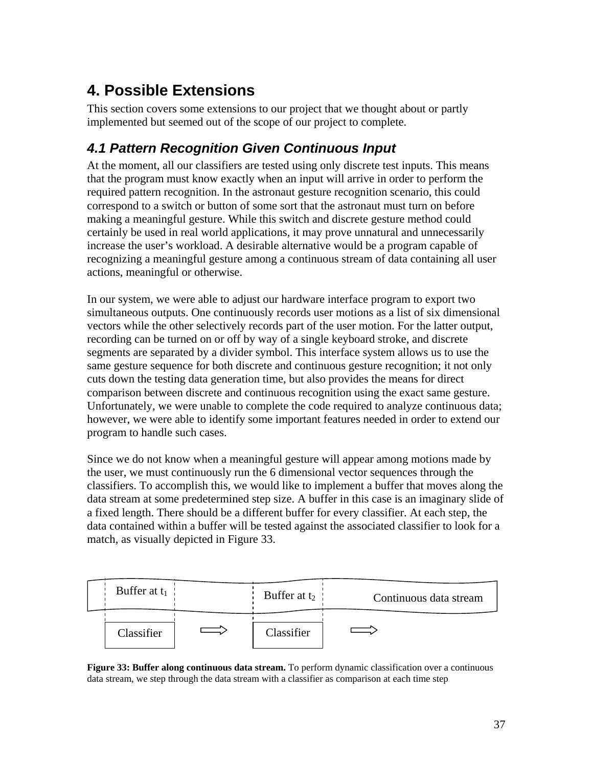# 4. Possible Extensions

This section covers some extensions to our project that we thought about or partly implemented but seemed out of the scope of our project to complete.

## *4.1 Pattern Recognition Given Continuous Input*

At the moment, all our classifiers are tested using only discrete test inputs. This means that the program must know exactly when an input will arrive in order to perform the required pattern recognition. In the astronaut gesture recognition scenario, this could correspond to a switch or button of some sort that the astronaut must turn on before making a meaningful gesture. While this switch and discrete gesture method could certainly be used in real world applications, it may prove unnatural and unnecessarily increase the user's workload. A desirable alternative would be a program capable of recognizing a meaningful gesture among a continuous stream of data containing all user actions, meaningful or otherwise.

In our system, we were able to adjust our hardware interface program to export two simultaneous outputs. One continuously records user motions as a list of six dimensional vectors while the other selectively records part of the user motion. For the latter output, recording can be turned on or off by way of a single keyboard stroke, and discrete segments are separated by a divider symbol. This interface system allows us to use the same gesture sequence for both discrete and continuous gesture recognition; it not only cuts down the testing data generation time, but also provides the means for direct comparison between discrete and continuous recognition using the exact same gesture. Unfortunately, we were unable to complete the code required to analyze continuous data; however, we were able to identify some important features needed in order to extend our program to handle such cases.

Since we do not know when a meaningful gesture will appear among motions made by the user, we must continuously run the 6 dimensional vector sequences through the classifiers. To accomplish this, we would like to implement a buffer that moves along the data stream at some predetermined step size. A buffer in this case is an imaginary slide of a fixed length. There should be a different buffer for every classifier. At each step, the data contained within a buffer will be tested against the associated classifier to look for a match, as visually depicted in Figure 33.

Buffer at $t_1$ | Buffer at $t_2$ | Continuous data stream

Classifier ⇨ Classifier ⇨

**Figure 33: Buffer along continuous data stream.** To perform dynamic classification over a continuous data stream, we step through the data stream with a classifier as comparison at each time step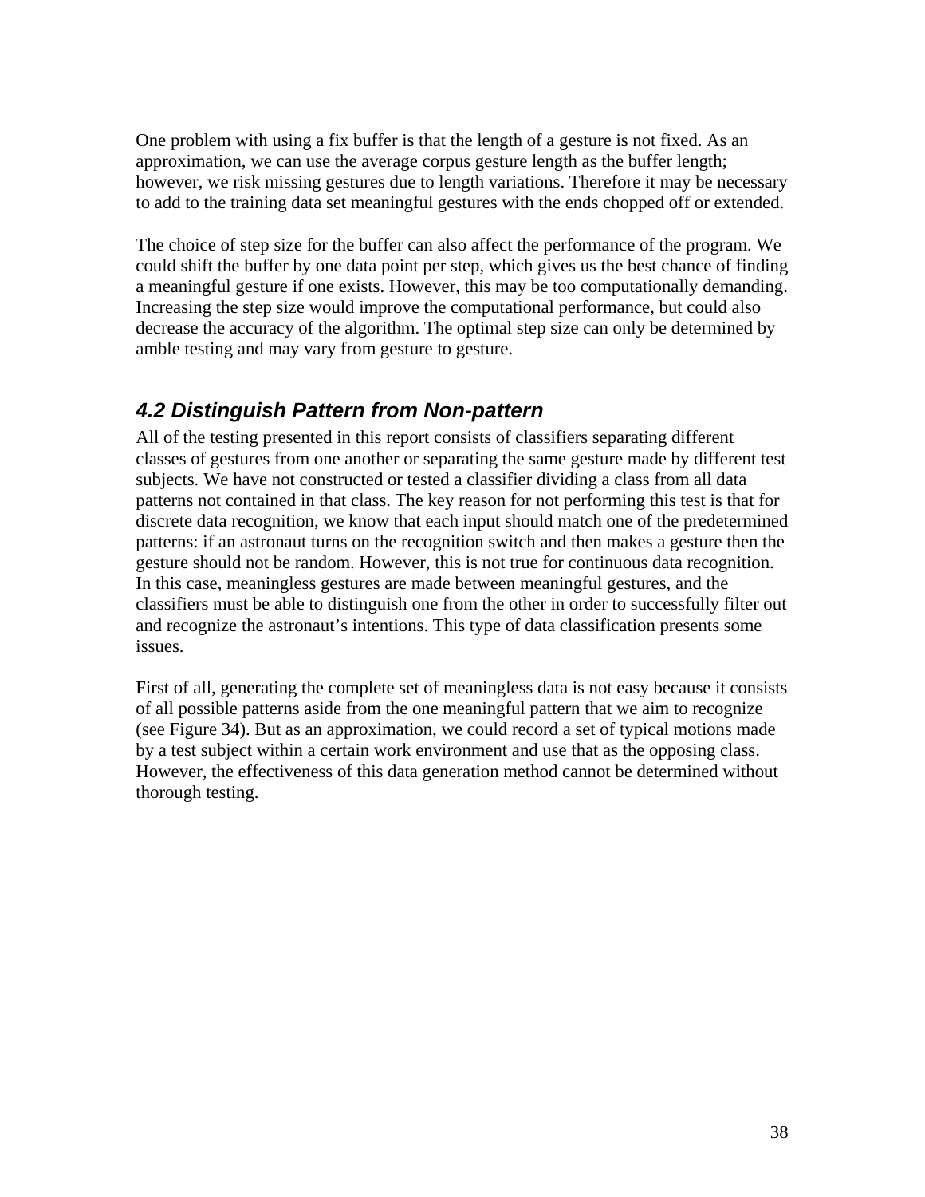One problem with using a fix buffer is that the length of a gesture is not fixed. As an approximation, we can use the average corpus gesture length as the buffer length; however, we risk missing gestures due to length variations. Therefore it may be necessary to add to the training data set meaningful gestures with the ends chopped off or extended.

The choice of step size for the buffer can also affect the performance of the program. We could shift the buffer by one data point per step, which gives us the best chance of finding a meaningful gesture if one exists. However, this may be too computationally demanding. Increasing the step size would improve the computational performance, but could also decrease the accuracy of the algorithm. The optimal step size can only be determined by amble testing and may vary from gesture to gesture.

## 4.2 Distinguish Pattern from Non-pattern

All of the testing presented in this report consists of classifiers separating different classes of gestures from one another or separating the same gesture made by different test subjects. We have not constructed or tested a classifier dividing a class from all data patterns not contained in that class. The key reason for not performing this test is that for discrete data recognition, we know that each input should match one of the predetermined patterns: if an astronaut turns on the recognition switch and then makes a gesture then the gesture should not be random. However, this is not true for continuous data recognition. In this case, meaningless gestures are made between meaningful gestures, and the classifiers must be able to distinguish one from the other in order to successfully filter out and recognize the astronaut's intentions. This type of data classification presents some issues.

First of all, generating the complete set of meaningless data is not easy because it consists of all possible patterns aside from the one meaningful pattern that we aim to recognize (see Figure 34). But as an approximation, we could record a set of typical motions made by a test subject within a certain work environment and use that as the opposing class. However, the effectiveness of this data generation method cannot be determined without thorough testing.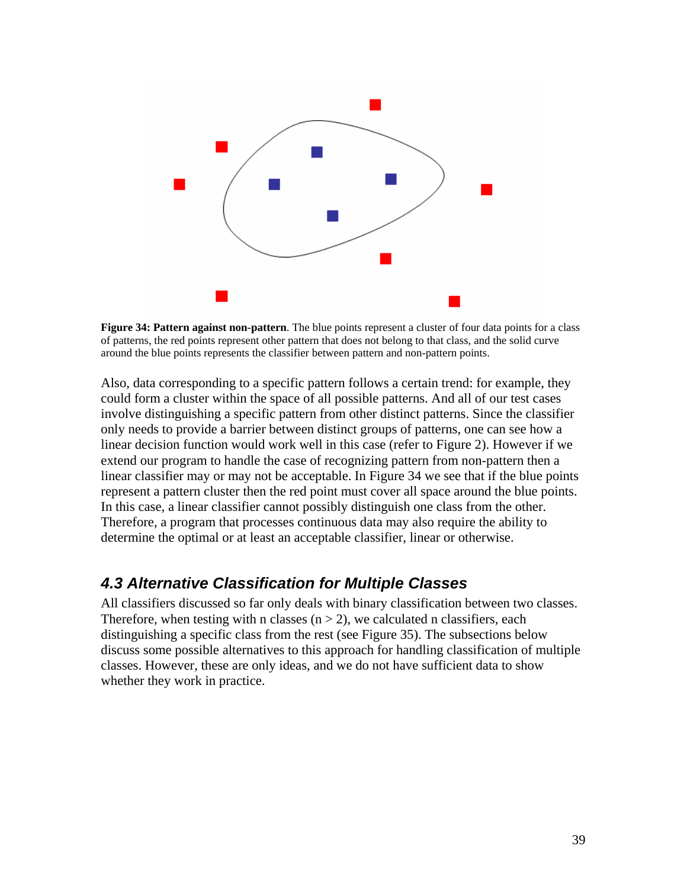**Figure 34: Pattern against non-pattern**. The blue points represent a cluster of four data points for a class of patterns, the red points represent other pattern that does not belong to that class, and the solid curve around the blue points represents the classifier between pattern and non-pattern points.

Also, data corresponding to a specific pattern follows a certain trend: for example, they could form a cluster within the space of all possible patterns. And all of our test cases involve distinguishing a specific pattern from other distinct patterns. Since the classifier only needs to provide a barrier between distinct groups of patterns, one can see how a linear decision function would work well in this case (refer to Figure 2). However if we extend our program to handle the case of recognizing pattern from non-pattern then a linear classifier may or may not be acceptable. In Figure 34 we see that if the blue points represent a pattern cluster then the red point must cover all space around the blue points. In this case, a linear classifier cannot possibly distinguish one class from the other. Therefore, a program that processes continuous data may also require the ability to determine the optimal or at least an acceptable classifier, linear or otherwise.

### *4.3 Alternative Classification for Multiple Classes*

All classifiers discussed so far only deals with binary classification between two classes. Therefore, when testing with n classes ($n > 2$), we calculated n classifiers, each distinguishing a specific class from the rest (see Figure 35). The subsections below discuss some possible alternatives to this approach for handling classification of multiple classes. However, these are only ideas, and we do not have sufficient data to show whether they work in practice.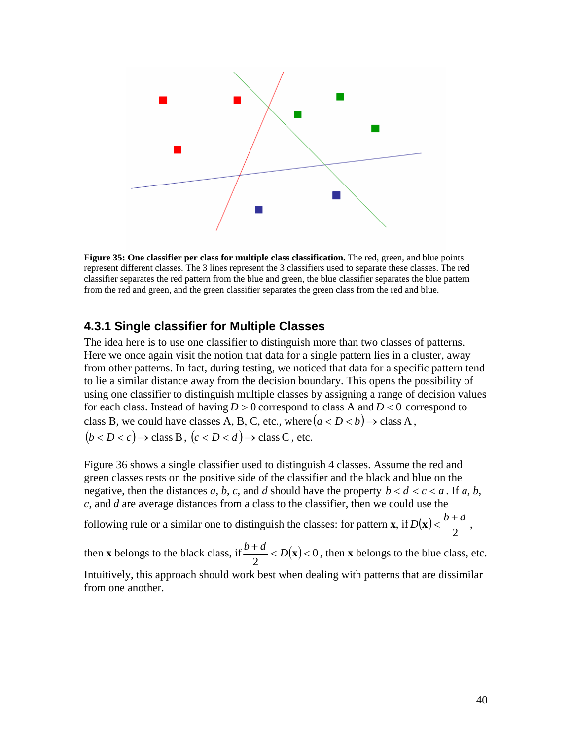**Figure 35: One classifier per class for multiple class classification.** The red, green, and blue points represent different classes. The 3 lines represent the 3 classifiers used to separate these classes. The red classifier separates the red pattern from the blue and green, the blue classifier separates the blue pattern from the red and green, and the green classifier separates the green class from the red and blue.

### 4.3.1 Single classifier for Multiple Classes

The idea here is to use one classifier to distinguish more than two classes of patterns. Here we once again visit the notion that data for a single pattern lies in a cluster, away from other patterns. In fact, during testing, we noticed that data for a specific pattern tend to lie a similar distance away from the decision boundary. This opens the possibility of using one classifier to distinguish multiple classes by assigning a range of decision values for each class. Instead of having $D > 0$ correspond to class A and $D < 0$ correspond to class B, we could have classes A, B, C, etc., where $(a < D < b) \rightarrow \text{class A}$, $(b < D < c) \rightarrow \text{class B}$, $(c < D < d) \rightarrow \text{class C}$, etc.

Figure 36 shows a single classifier used to distinguish 4 classes. Assume the red and green classes rests on the positive side of the classifier and the black and blue on the negative, then the distances *a*, *b*, *c*, and *d* should have the property $b < d < c < a$. If *a*, *b*, *c*, and *d* are average distances from a class to the classifier, then we could use the following rule or a similar one to distinguish the classes: for pattern **x**, if $D(\mathbf{x}) < \frac{b+d}{2}$, then **x** belongs to the black class, if $\frac{b+d}{2} < D(\mathbf{x}) < 0$, then **x** belongs to the blue class, etc. Intuitively, this approach should work best when dealing with patterns that are dissimilar from one another.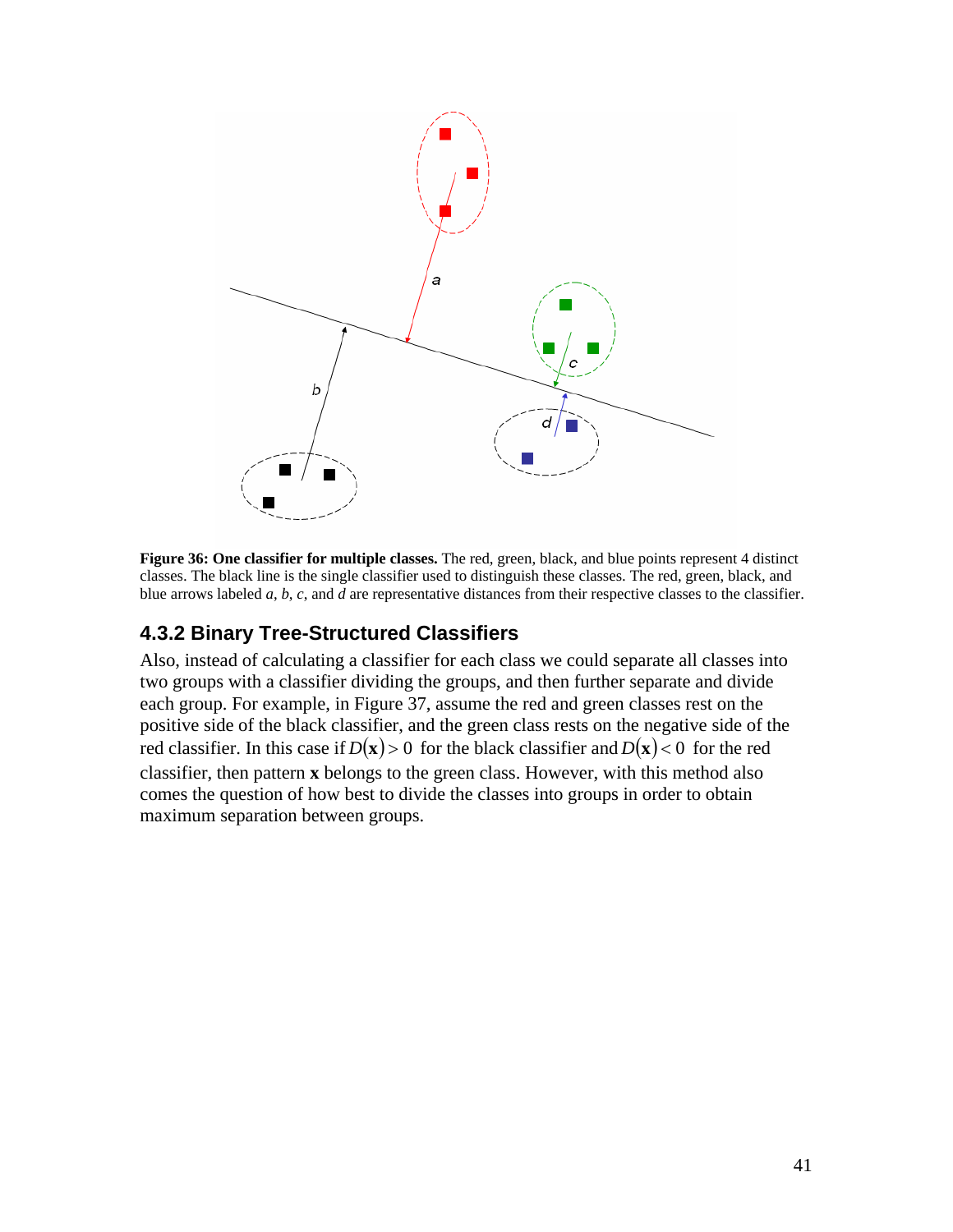**Figure 36: One classifier for multiple classes.** The red, green, black, and blue points represent 4 distinct classes. The black line is the single classifier used to distinguish these classes. The red, green, black, and blue arrows labeled *a*, *b*, *c*, and *d* are representative distances from their respective classes to the classifier.

### 4.3.2 Binary Tree-Structured Classifiers

Also, instead of calculating a classifier for each class we could separate all classes into two groups with a classifier dividing the groups, and then further separate and divide each group. For example, in Figure 37, assume the red and green classes rest on the positive side of the black classifier, and the green class rests on the negative side of the red classifier. In this case if $D(\mathbf{x}) > 0$ for the black classifier and $D(\mathbf{x}) < 0$ for the red classifier, then pattern $\mathbf{x}$ belongs to the green class. However, with this method also comes the question of how best to divide the classes into groups in order to obtain maximum separation between groups.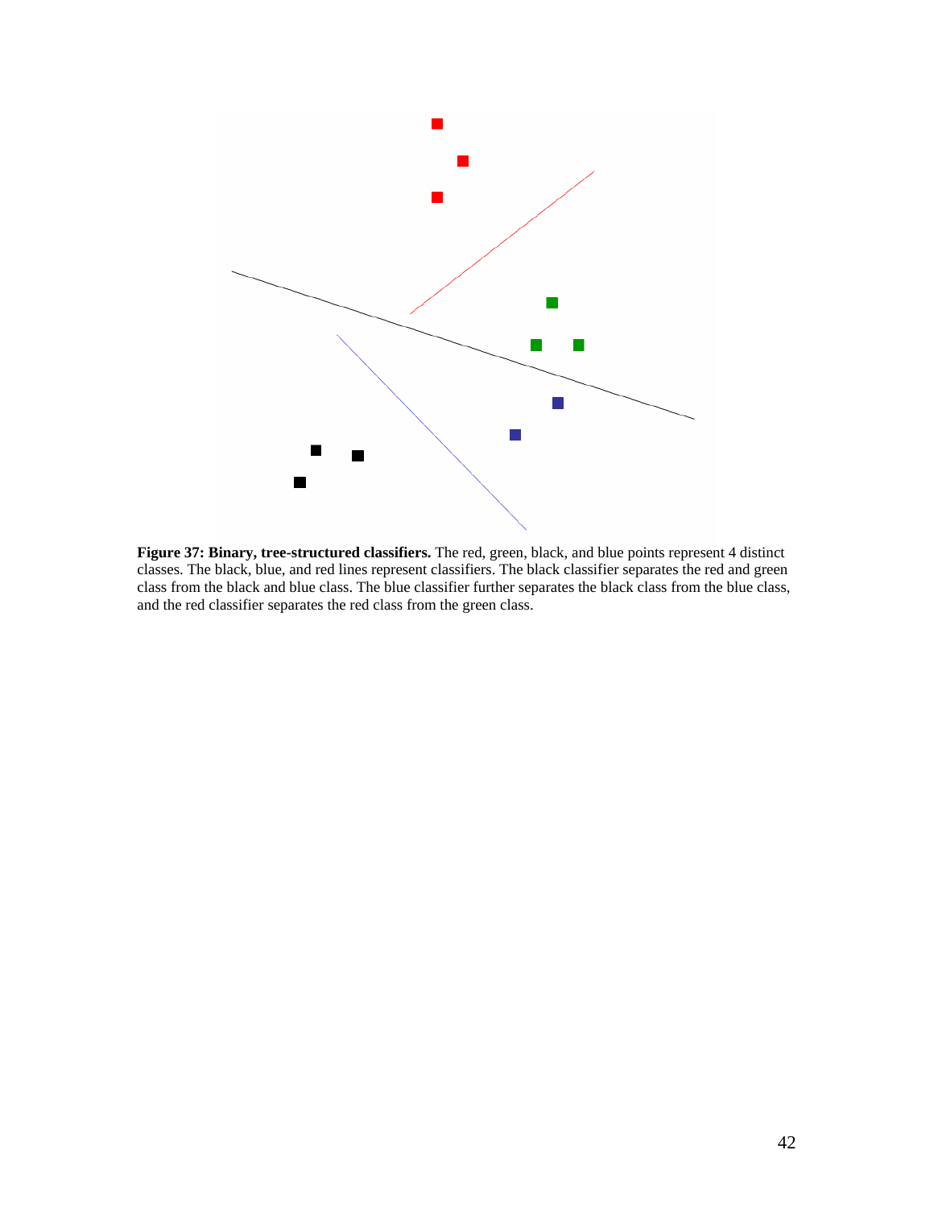**Figure 37: Binary, tree-structured classifiers.** The red, green, black, and blue points represent 4 distinct classes. The black, blue, and red lines represent classifiers. The black classifier separates the red and green class from the black and blue class. The blue classifier further separates the black class from the blue class, and the red classifier separates the red class from the green class.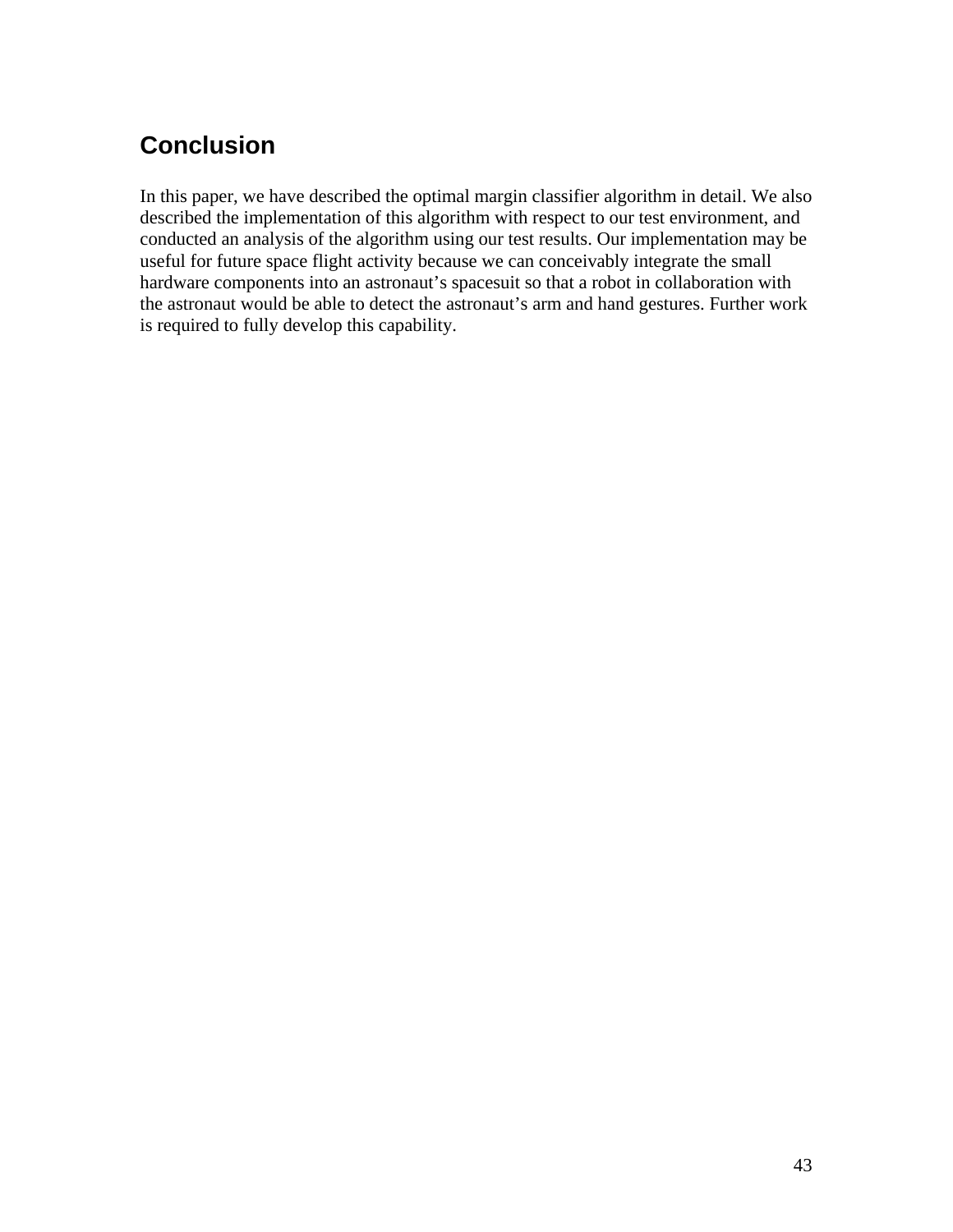## Conclusion

In this paper, we have described the optimal margin classifier algorithm in detail. We also described the implementation of this algorithm with respect to our test environment, and conducted an analysis of the algorithm using our test results. Our implementation may be useful for future space flight activity because we can conceivably integrate the small hardware components into an astronaut's spacesuit so that a robot in collaboration with the astronaut would be able to detect the astronaut's arm and hand gestures. Further work is required to fully develop this capability.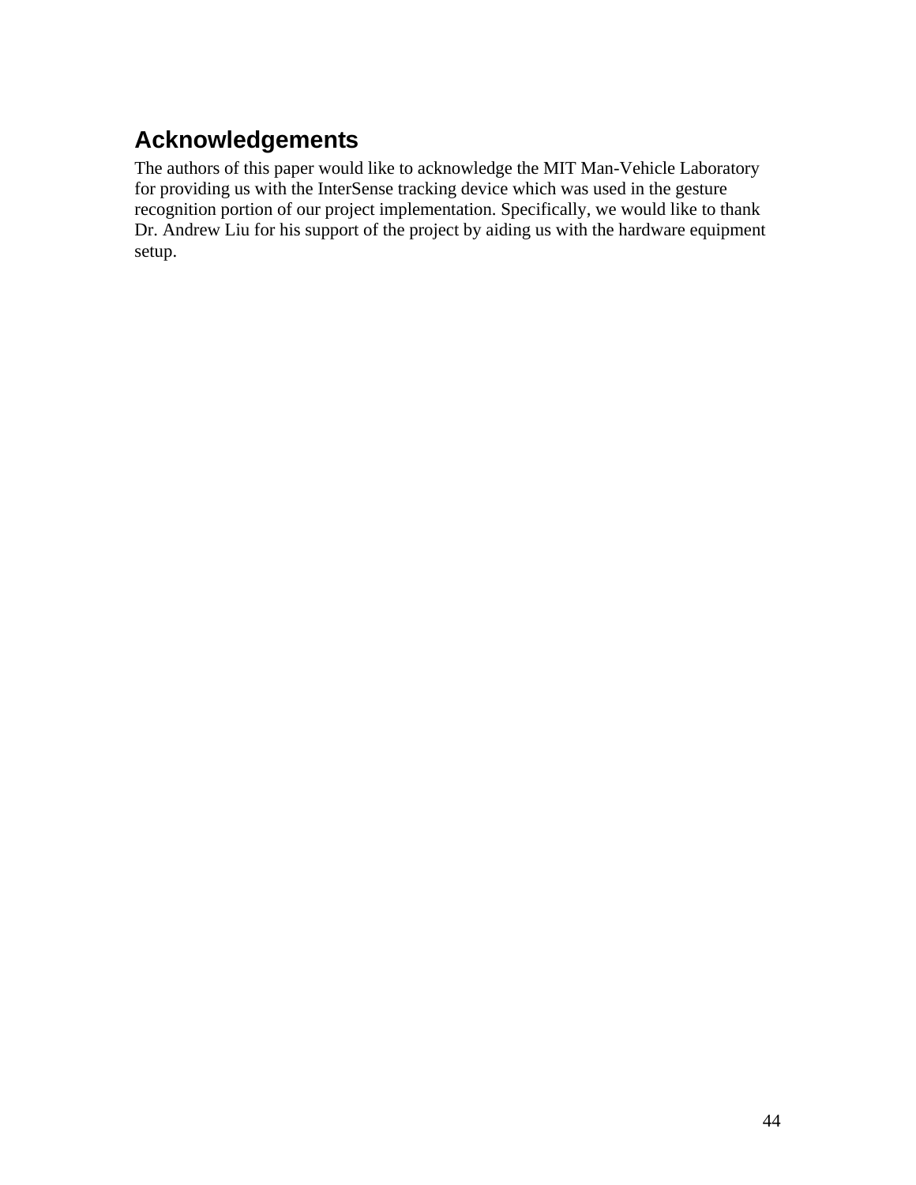## Acknowledgements

The authors of this paper would like to acknowledge the MIT Man-Vehicle Laboratory for providing us with the InterSense tracking device which was used in the gesture recognition portion of our project implementation. Specifically, we would like to thank Dr. Andrew Liu for his support of the project by aiding us with the hardware equipment setup.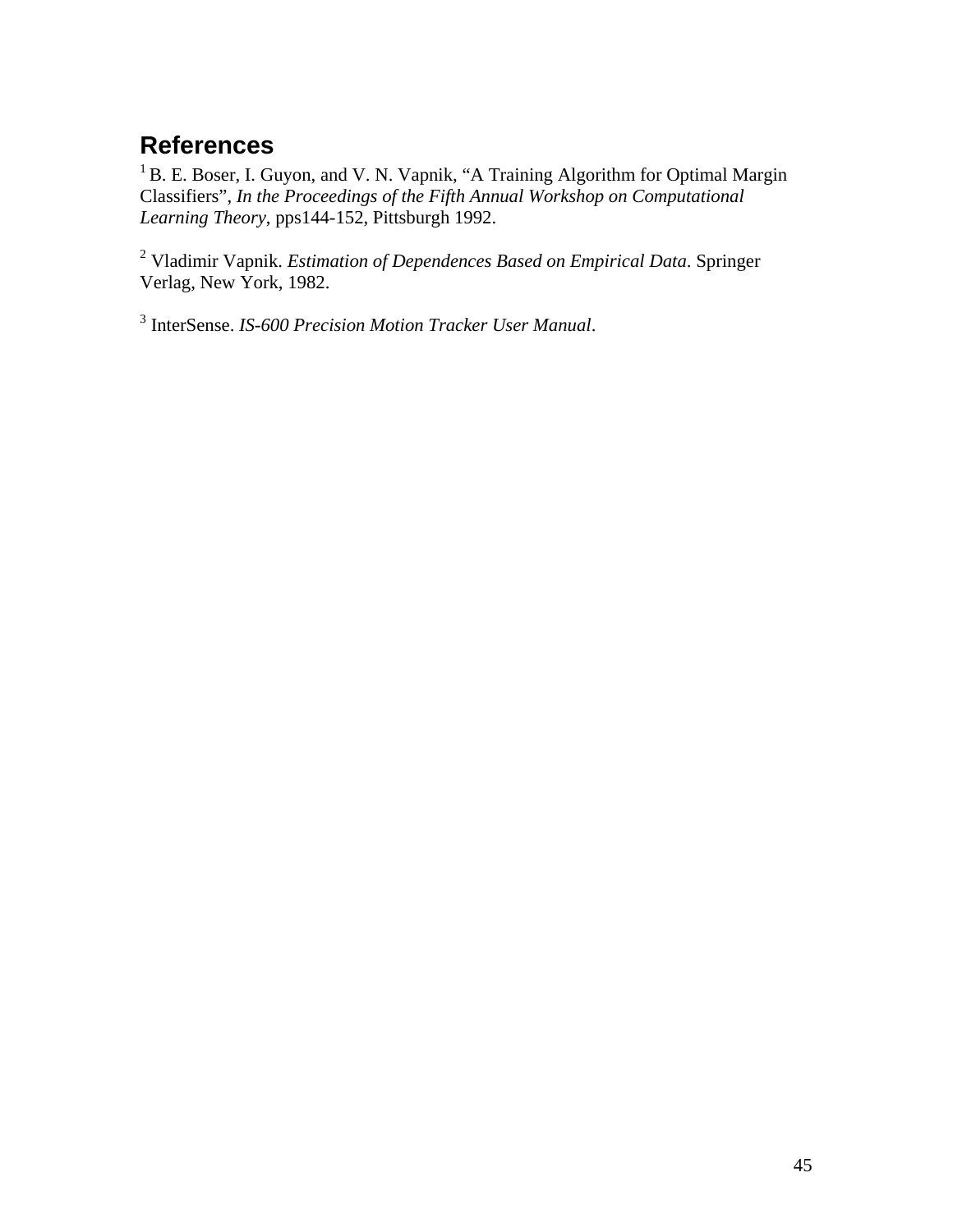## References

[1] B. E. Boser, I. Guyon, and V. N. Vapnik, "A Training Algorithm for Optimal Margin Classifiers", *In the Proceedings of the Fifth Annual Workshop on Computational Learning Theory*, pps144-152, Pittsburgh 1992.

[2] Vladimir Vapnik. *Estimation of Dependences Based on Empirical Data*. Springer Verlag, New York, 1982.

[3] InterSense. *IS-600 Precision Motion Tracker User Manual*.